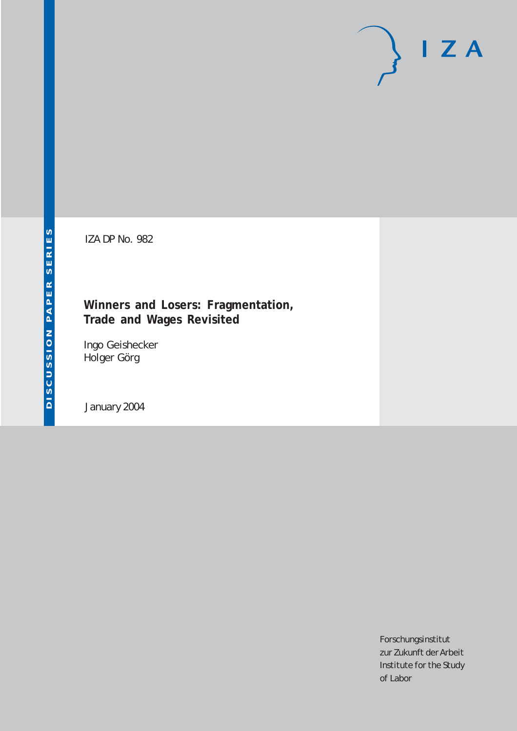IZA DP No. 982

# Winners and Losers: Fragmentation, Trade and Wages Revisited

Ingo Geishecker
Holger Görg

January 2004

DISCUSSION PAPER SERIES

IZA

Forschungsinstitut
zur Zukunft der Arbeit
Institute for the Study
of Labor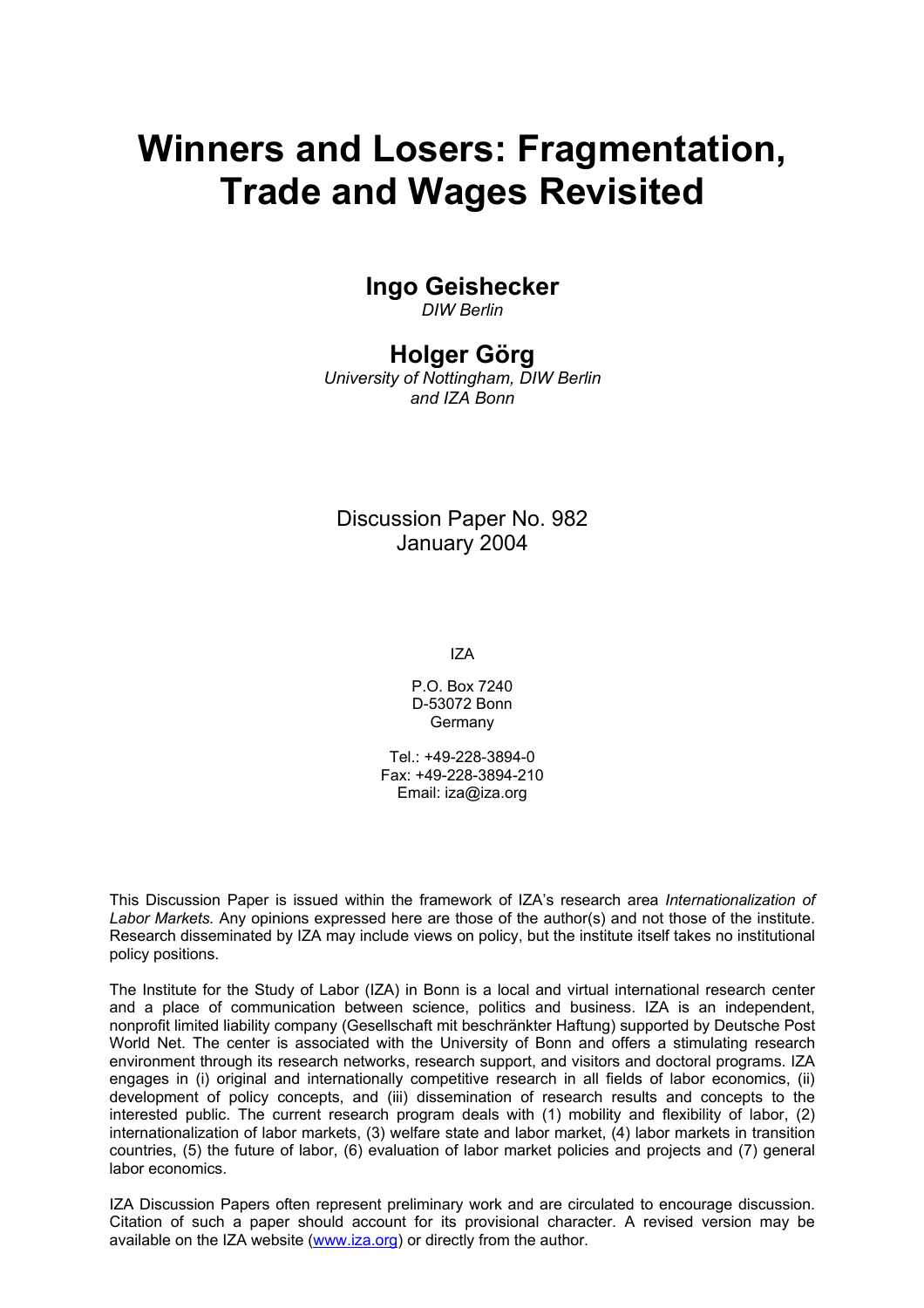# Winners and Losers: Fragmentation, Trade and Wages Revisited

## Ingo Geishecker

*DIW Berlin*

## Holger Görg

*University of Nottingham, DIW Berlin and IZA Bonn*

Discussion Paper No. 982
January 2004

IZA

P.O. Box 7240
D-53072 Bonn
Germany

Tel.: +49-228-3894-0
Fax: +49-228-3894-210
Email: iza@iza.org

This Discussion Paper is issued within the framework of IZA's research area *Internationalization of Labor Markets.* Any opinions expressed here are those of the author(s) and not those of the institute. Research disseminated by IZA may include views on policy, but the institute itself takes no institutional policy positions.

The Institute for the Study of Labor (IZA) in Bonn is a local and virtual international research center and a place of communication between science, politics and business. IZA is an independent, nonprofit limited liability company (Gesellschaft mit beschränkter Haftung) supported by Deutsche Post World Net. The center is associated with the University of Bonn and offers a stimulating research environment through its research networks, research support, and visitors and doctoral programs. IZA engages in (i) original and internationally competitive research in all fields of labor economics, (ii) development of policy concepts, and (iii) dissemination of research results and concepts to the interested public. The current research program deals with (1) mobility and flexibility of labor, (2) internationalization of labor markets, (3) welfare state and labor market, (4) labor markets in transition countries, (5) the future of labor, (6) evaluation of labor market policies and projects and (7) general labor economics.

IZA Discussion Papers often represent preliminary work and are circulated to encourage discussion. Citation of such a paper should account for its provisional character. A revised version may be available on the IZA website (www.iza.org) or directly from the author.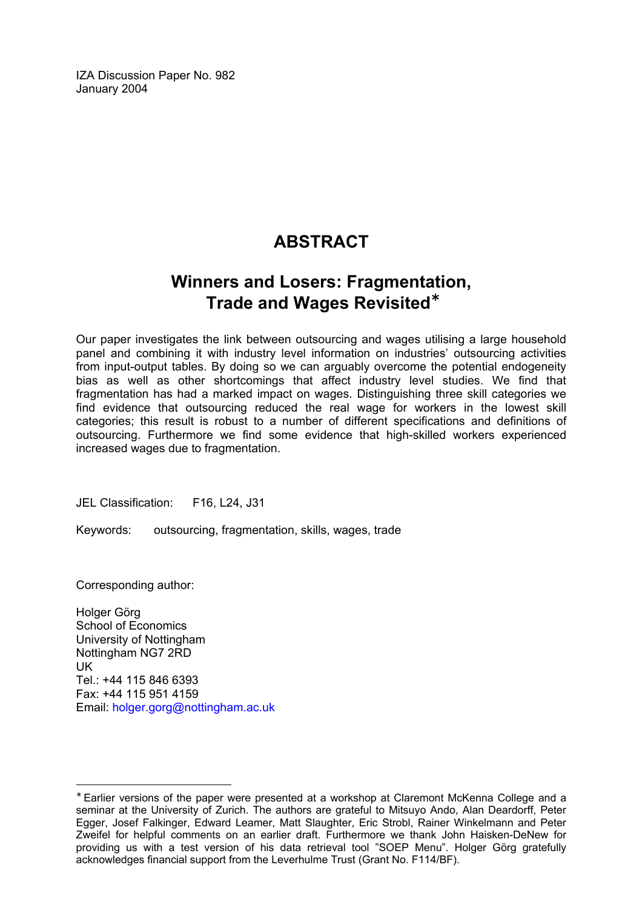IZA Discussion Paper No. 982
January 2004

# ABSTRACT

## Winners and Losers: Fragmentation, Trade and Wages Revisited*

Our paper investigates the link between outsourcing and wages utilising a large household panel and combining it with industry level information on industries' outsourcing activities from input-output tables. By doing so we can arguably overcome the potential endogeneity bias as well as other shortcomings that affect industry level studies. We find that fragmentation has had a marked impact on wages. Distinguishing three skill categories we find evidence that outsourcing reduced the real wage for workers in the lowest skill categories; this result is robust to a number of different specifications and definitions of outsourcing. Furthermore we find some evidence that high-skilled workers experienced increased wages due to fragmentation.

JEL Classification: F16, L24, J31

Keywords: outsourcing, fragmentation, skills, wages, trade

Corresponding author:

Holger Görg
School of Economics
University of Nottingham
Nottingham NG7 2RD
UK
Tel.: +44 115 846 6393
Fax: +44 115 951 4159
Email: holger.gorg@nottingham.ac.uk

---

* Earlier versions of the paper were presented at a workshop at Claremont McKenna College and a seminar at the University of Zurich. The authors are grateful to Mitsuyo Ando, Alan Deardorff, Peter Egger, Josef Falkinger, Edward Leamer, Matt Slaughter, Eric Strobl, Rainer Winkelmann and Peter Zweifel for helpful comments on an earlier draft. Furthermore we thank John Haisken-DeNew for providing us with a test version of his data retrieval tool "SOEP Menu". Holger Görg gratefully acknowledges financial support from the Leverhulme Trust (Grant No. F114/BF).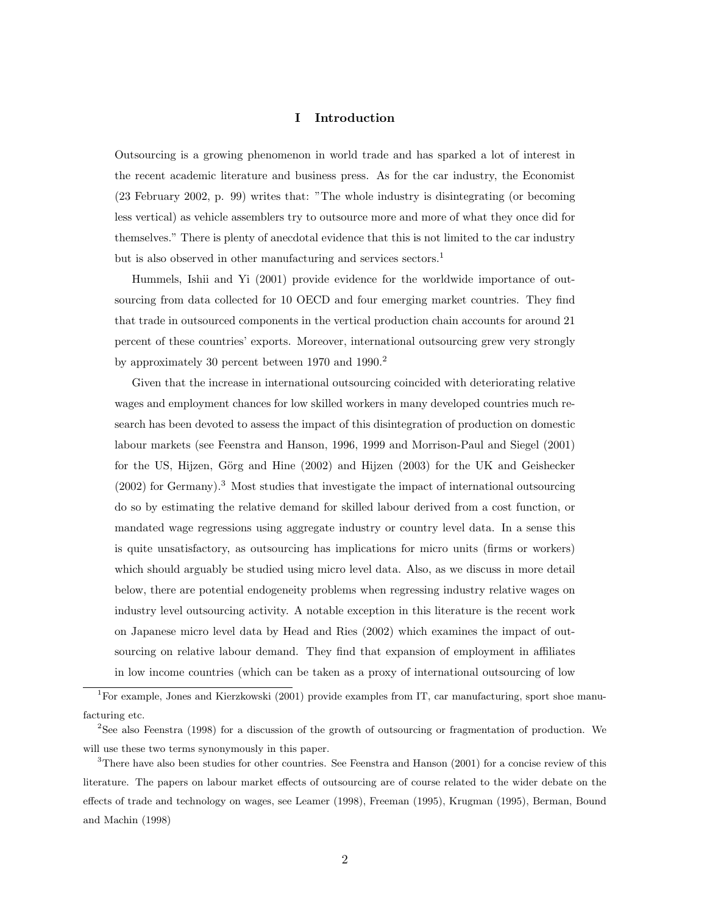# I Introduction

Outsourcing is a growing phenomenon in world trade and has sparked a lot of interest in the recent academic literature and business press. As for the car industry, the Economist (23 February 2002, p. 99) writes that: "The whole industry is disintegrating (or becoming less vertical) as vehicle assemblers try to outsource more and more of what they once did for themselves." There is plenty of anecdotal evidence that this is not limited to the car industry but is also observed in other manufacturing and services sectors.[1]

Hummels, Ishii and Yi (2001) provide evidence for the worldwide importance of outsourcing from data collected for 10 OECD and four emerging market countries. They find that trade in outsourced components in the vertical production chain accounts for around 21 percent of these countries' exports. Moreover, international outsourcing grew very strongly by approximately 30 percent between 1970 and 1990.[2]

Given that the increase in international outsourcing coincided with deteriorating relative wages and employment chances for low skilled workers in many developed countries much research has been devoted to assess the impact of this disintegration of production on domestic labour markets (see Feenstra and Hanson, 1996, 1999 and Morrison-Paul and Siegel (2001) for the US, Hijzen, Görg and Hine (2002) and Hijzen (2003) for the UK and Geishecker (2002) for Germany).[3] Most studies that investigate the impact of international outsourcing do so by estimating the relative demand for skilled labour derived from a cost function, or mandated wage regressions using aggregate industry or country level data. In a sense this is quite unsatisfactory, as outsourcing has implications for micro units (firms or workers) which should arguably be studied using micro level data. Also, as we discuss in more detail below, there are potential endogeneity problems when regressing industry relative wages on industry level outsourcing activity. A notable exception in this literature is the recent work on Japanese micro level data by Head and Ries (2002) which examines the impact of outsourcing on relative labour demand. They find that expansion of employment in affiliates in low income countries (which can be taken as a proxy of international outsourcing of low

[1] For example, Jones and Kierzkowski (2001) provide examples from IT, car manufacturing, sport shoe manufacturing etc.

[2] See also Feenstra (1998) for a discussion of the growth of outsourcing or fragmentation of production. We will use these two terms synonymously in this paper.

[3] There have also been studies for other countries. See Feenstra and Hanson (2001) for a concise review of this literature. The papers on labour market effects of outsourcing are of course related to the wider debate on the effects of trade and technology on wages, see Leamer (1998), Freeman (1995), Krugman (1995), Berman, Bound and Machin (1998)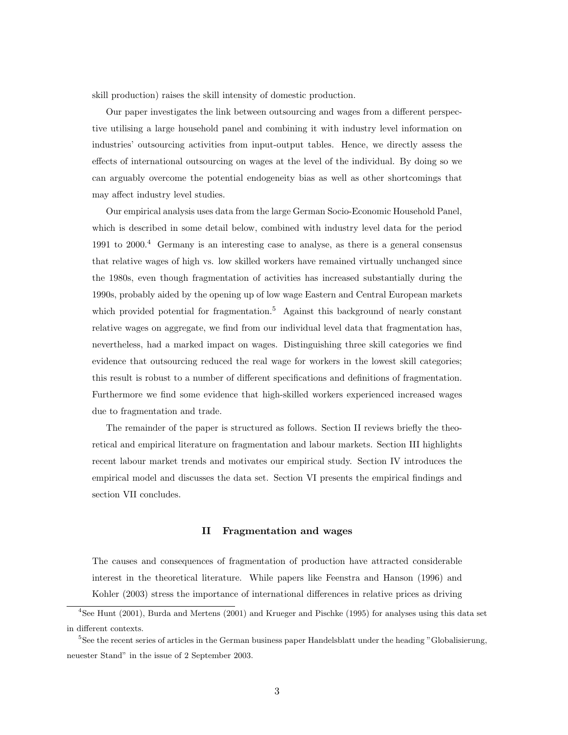skill production) raises the skill intensity of domestic production.

Our paper investigates the link between outsourcing and wages from a different perspective utilising a large household panel and combining it with industry level information on industries' outsourcing activities from input-output tables. Hence, we directly assess the effects of international outsourcing on wages at the level of the individual. By doing so we can arguably overcome the potential endogeneity bias as well as other shortcomings that may affect industry level studies.

Our empirical analysis uses data from the large German Socio-Economic Household Panel, which is described in some detail below, combined with industry level data for the period 1991 to 2000.[4] Germany is an interesting case to analyse, as there is a general consensus that relative wages of high vs. low skilled workers have remained virtually unchanged since the 1980s, even though fragmentation of activities has increased substantially during the 1990s, probably aided by the opening up of low wage Eastern and Central European markets which provided potential for fragmentation.[5] Against this background of nearly constant relative wages on aggregate, we find from our individual level data that fragmentation has, nevertheless, had a marked impact on wages. Distinguishing three skill categories we find evidence that outsourcing reduced the real wage for workers in the lowest skill categories; this result is robust to a number of different specifications and definitions of fragmentation. Furthermore we find some evidence that high-skilled workers experienced increased wages due to fragmentation and trade.

The remainder of the paper is structured as follows. Section II reviews briefly the theoretical and empirical literature on fragmentation and labour markets. Section III highlights recent labour market trends and motivates our empirical study. Section IV introduces the empirical model and discusses the data set. Section VI presents the empirical findings and section VII concludes.

## II Fragmentation and wages

The causes and consequences of fragmentation of production have attracted considerable interest in the theoretical literature. While papers like Feenstra and Hanson (1996) and Kohler (2003) stress the importance of international differences in relative prices as driving

[4] See Hunt (2001), Burda and Mertens (2001) and Krueger and Pischke (1995) for analyses using this data set in different contexts.

[5] See the recent series of articles in the German business paper Handelsblatt under the heading "Globalisierung, neuester Stand" in the issue of 2 September 2003.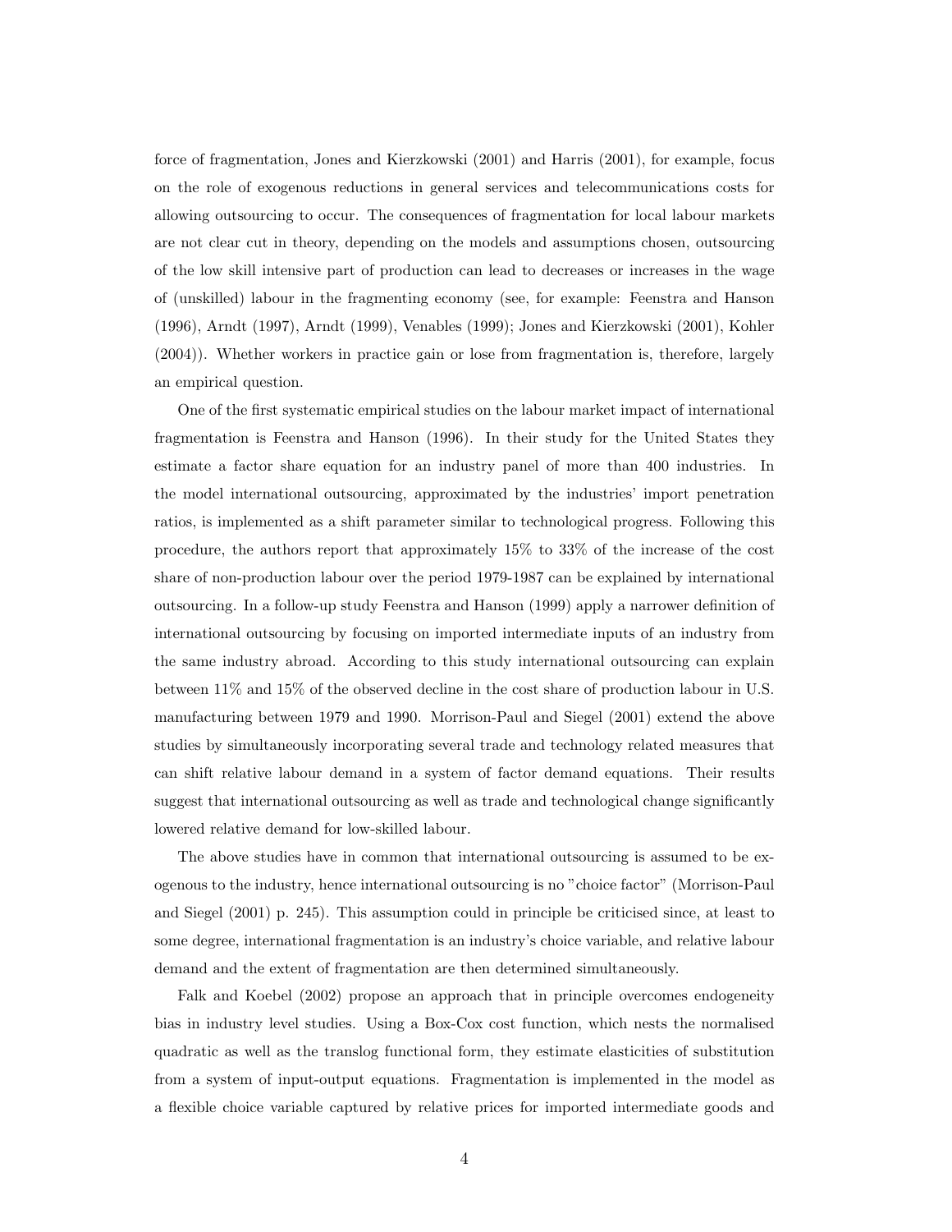force of fragmentation, Jones and Kierzkowski (2001) and Harris (2001), for example, focus on the role of exogenous reductions in general services and telecommunications costs for allowing outsourcing to occur. The consequences of fragmentation for local labour markets are not clear cut in theory, depending on the models and assumptions chosen, outsourcing of the low skill intensive part of production can lead to decreases or increases in the wage of (unskilled) labour in the fragmenting economy (see, for example: Feenstra and Hanson (1996), Arndt (1997), Arndt (1999), Venables (1999); Jones and Kierzkowski (2001), Kohler (2004)). Whether workers in practice gain or lose from fragmentation is, therefore, largely an empirical question.

One of the first systematic empirical studies on the labour market impact of international fragmentation is Feenstra and Hanson (1996). In their study for the United States they estimate a factor share equation for an industry panel of more than 400 industries. In the model international outsourcing, approximated by the industries' import penetration ratios, is implemented as a shift parameter similar to technological progress. Following this procedure, the authors report that approximately 15% to 33% of the increase of the cost share of non-production labour over the period 1979-1987 can be explained by international outsourcing. In a follow-up study Feenstra and Hanson (1999) apply a narrower definition of international outsourcing by focusing on imported intermediate inputs of an industry from the same industry abroad. According to this study international outsourcing can explain between 11% and 15% of the observed decline in the cost share of production labour in U.S. manufacturing between 1979 and 1990. Morrison-Paul and Siegel (2001) extend the above studies by simultaneously incorporating several trade and technology related measures that can shift relative labour demand in a system of factor demand equations. Their results suggest that international outsourcing as well as trade and technological change significantly lowered relative demand for low-skilled labour.

The above studies have in common that international outsourcing is assumed to be exogenous to the industry, hence international outsourcing is no "choice factor" (Morrison-Paul and Siegel (2001) p. 245). This assumption could in principle be criticised since, at least to some degree, international fragmentation is an industry's choice variable, and relative labour demand and the extent of fragmentation are then determined simultaneously.

Falk and Koebel (2002) propose an approach that in principle overcomes endogeneity bias in industry level studies. Using a Box-Cox cost function, which nests the normalised quadratic as well as the translog functional form, they estimate elasticities of substitution from a system of input-output equations. Fragmentation is implemented in the model as a flexible choice variable captured by relative prices for imported intermediate goods and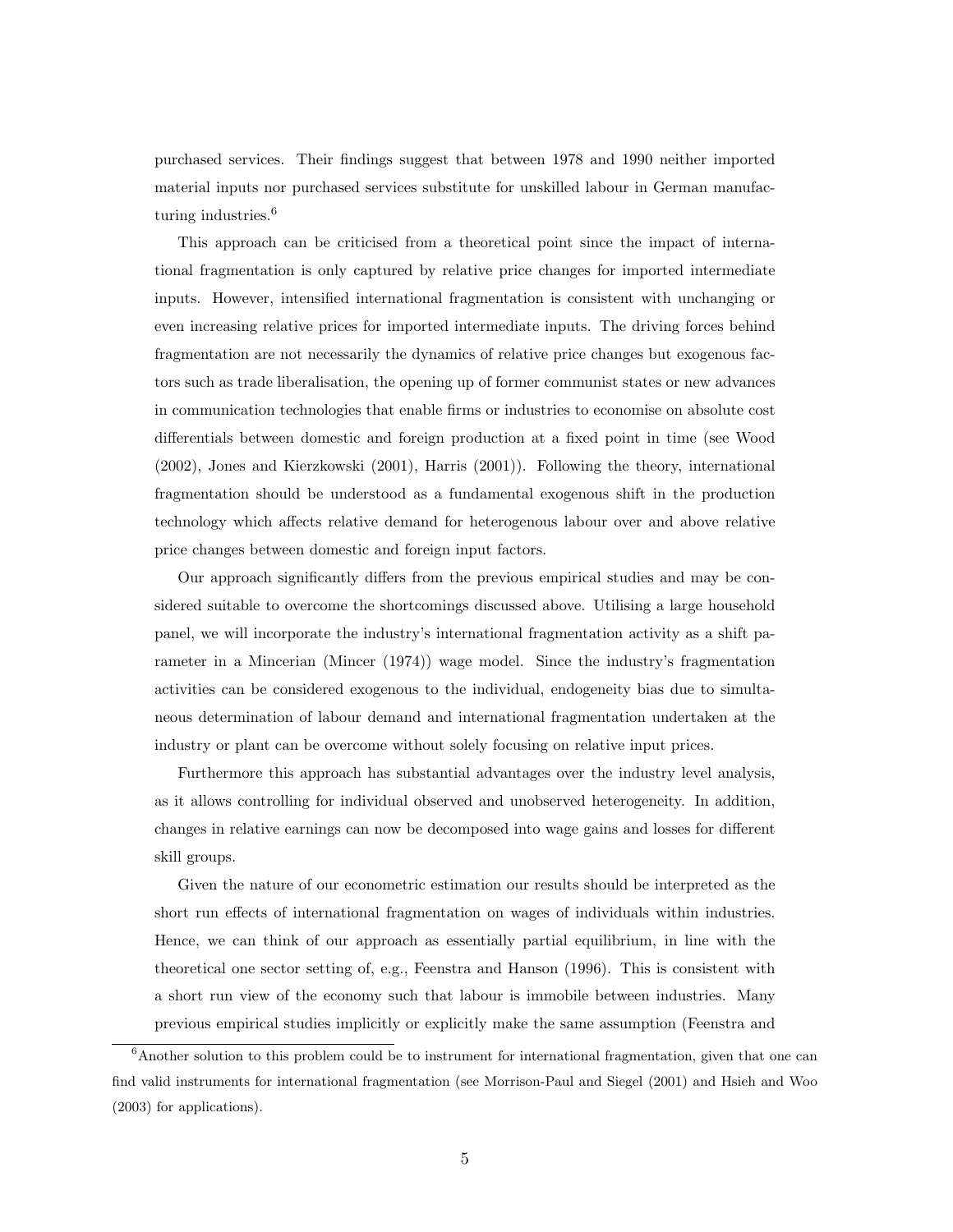purchased services. Their findings suggest that between 1978 and 1990 neither imported material inputs nor purchased services substitute for unskilled labour in German manufacturing industries.[6]

This approach can be criticised from a theoretical point since the impact of international fragmentation is only captured by relative price changes for imported intermediate inputs. However, intensified international fragmentation is consistent with unchanging or even increasing relative prices for imported intermediate inputs. The driving forces behind fragmentation are not necessarily the dynamics of relative price changes but exogenous factors such as trade liberalisation, the opening up of former communist states or new advances in communication technologies that enable firms or industries to economise on absolute cost differentials between domestic and foreign production at a fixed point in time (see Wood (2002), Jones and Kierzkowski (2001), Harris (2001)). Following the theory, international fragmentation should be understood as a fundamental exogenous shift in the production technology which affects relative demand for heterogenous labour over and above relative price changes between domestic and foreign input factors.

Our approach significantly differs from the previous empirical studies and may be considered suitable to overcome the shortcomings discussed above. Utilising a large household panel, we will incorporate the industry's international fragmentation activity as a shift parameter in a Mincerian (Mincer (1974)) wage model. Since the industry's fragmentation activities can be considered exogenous to the individual, endogeneity bias due to simultaneous determination of labour demand and international fragmentation undertaken at the industry or plant can be overcome without solely focusing on relative input prices.

Furthermore this approach has substantial advantages over the industry level analysis, as it allows controlling for individual observed and unobserved heterogeneity. In addition, changes in relative earnings can now be decomposed into wage gains and losses for different skill groups.

Given the nature of our econometric estimation our results should be interpreted as the short run effects of international fragmentation on wages of individuals within industries. Hence, we can think of our approach as essentially partial equilibrium, in line with the theoretical one sector setting of, e.g., Feenstra and Hanson (1996). This is consistent with a short run view of the economy such that labour is immobile between industries. Many previous empirical studies implicitly or explicitly make the same assumption (Feenstra and

[6] Another solution to this problem could be to instrument for international fragmentation, given that one can find valid instruments for international fragmentation (see Morrison-Paul and Siegel (2001) and Hsieh and Woo (2003) for applications).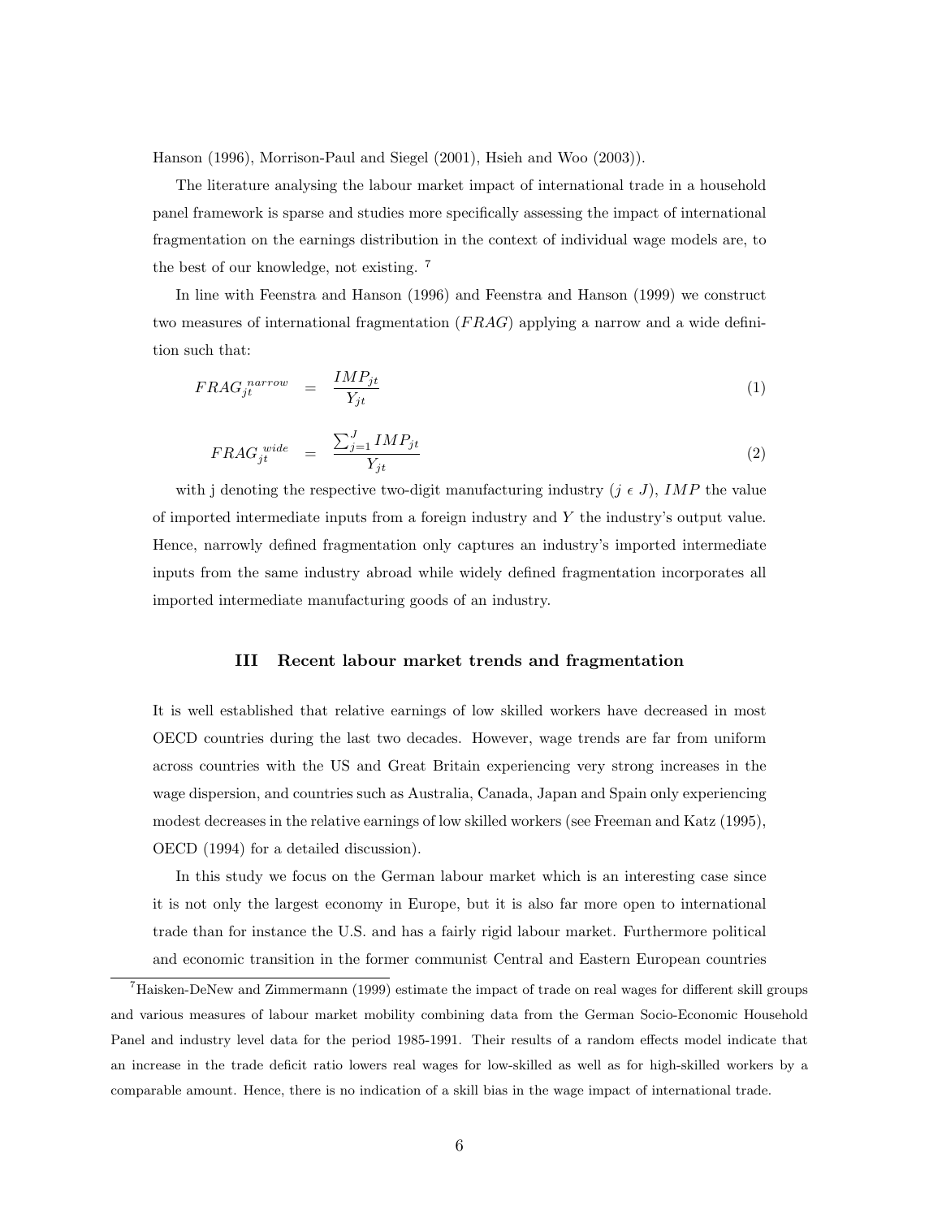Hanson (1996), Morrison-Paul and Siegel (2001), Hsieh and Woo (2003)).

The literature analysing the labour market impact of international trade in a household panel framework is sparse and studies more specifically assessing the impact of international fragmentation on the earnings distribution in the context of individual wage models are, to the best of our knowledge, not existing. [7]

In line with Feenstra and Hanson (1996) and Feenstra and Hanson (1999) we construct two measures of international fragmentation ($FRAG$) applying a narrow and a wide definition such that:

$$FRAG_{jt}^{narrow} = \frac{IMP_{jt}}{Y_{jt}} \tag{1}$$

$$FRAG_{jt}^{wide} = \frac{\sum_{j=1}^{J} IMP_{jt}}{Y_{jt}} \tag{2}$$

with j denoting the respective two-digit manufacturing industry ($j \in J$), $IMP$ the value of imported intermediate inputs from a foreign industry and $Y$ the industry's output value. Hence, narrowly defined fragmentation only captures an industry's imported intermediate inputs from the same industry abroad while widely defined fragmentation incorporates all imported intermediate manufacturing goods of an industry.

## III Recent labour market trends and fragmentation

It is well established that relative earnings of low skilled workers have decreased in most OECD countries during the last two decades. However, wage trends are far from uniform across countries with the US and Great Britain experiencing very strong increases in the wage dispersion, and countries such as Australia, Canada, Japan and Spain only experiencing modest decreases in the relative earnings of low skilled workers (see Freeman and Katz (1995), OECD (1994) for a detailed discussion).

In this study we focus on the German labour market which is an interesting case since it is not only the largest economy in Europe, but it is also far more open to international trade than for instance the U.S. and has a fairly rigid labour market. Furthermore political and economic transition in the former communist Central and Eastern European countries

[7] Haisken-DeNew and Zimmermann (1999) estimate the impact of trade on real wages for different skill groups and various measures of labour market mobility combining data from the German Socio-Economic Household Panel and industry level data for the period 1985-1991. Their results of a random effects model indicate that an increase in the trade deficit ratio lowers real wages for low-skilled as well as for high-skilled workers by a comparable amount. Hence, there is no indication of a skill bias in the wage impact of international trade.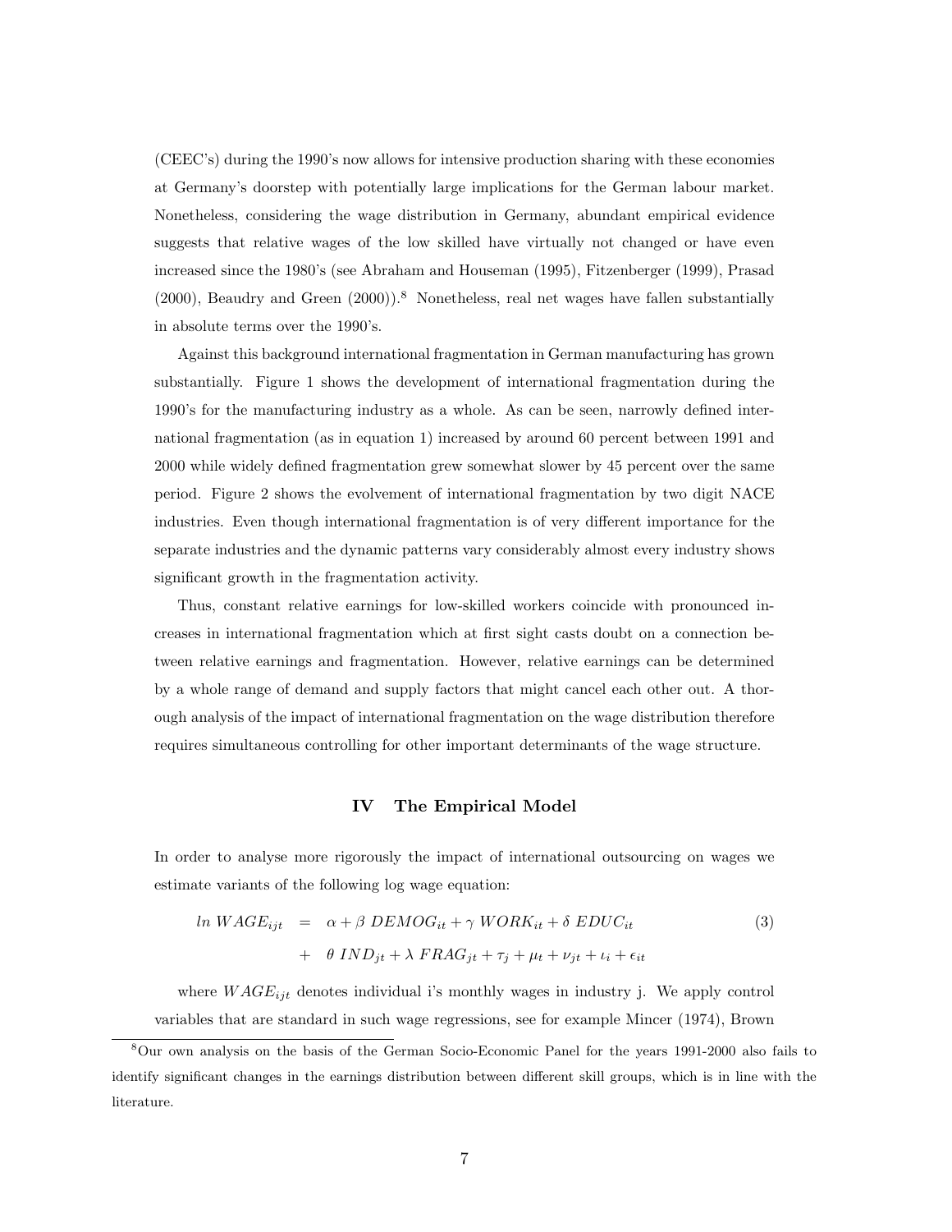(CEEC's) during the 1990's now allows for intensive production sharing with these economies at Germany's doorstep with potentially large implications for the German labour market. Nonetheless, considering the wage distribution in Germany, abundant empirical evidence suggests that relative wages of the low skilled have virtually not changed or have even increased since the 1980's (see Abraham and Houseman (1995), Fitzenberger (1999), Prasad (2000), Beaudry and Green (2000)).[8] Nonetheless, real net wages have fallen substantially in absolute terms over the 1990's.

Against this background international fragmentation in German manufacturing has grown substantially. Figure 1 shows the development of international fragmentation during the 1990's for the manufacturing industry as a whole. As can be seen, narrowly defined international fragmentation (as in equation 1) increased by around 60 percent between 1991 and 2000 while widely defined fragmentation grew somewhat slower by 45 percent over the same period. Figure 2 shows the evolvement of international fragmentation by two digit NACE industries. Even though international fragmentation is of very different importance for the separate industries and the dynamic patterns vary considerably almost every industry shows significant growth in the fragmentation activity.

Thus, constant relative earnings for low-skilled workers coincide with pronounced increases in international fragmentation which at first sight casts doubt on a connection between relative earnings and fragmentation. However, relative earnings can be determined by a whole range of demand and supply factors that might cancel each other out. A thorough analysis of the impact of international fragmentation on the wage distribution therefore requires simultaneous controlling for other important determinants of the wage structure.

## IV The Empirical Model

In order to analyse more rigorously the impact of international outsourcing on wages we estimate variants of the following log wage equation:

$$
\begin{aligned}
ln\ WAGE_{ijt} &= \alpha + \beta\ DEMOG_{it} + \gamma\ WORK_{it} + \delta\ EDUC_{it} \\
&+ \theta\ IND_{jt} + \lambda\ FRAG_{jt} + \tau_j + \mu_t + \nu_{jt} + \iota_i + \epsilon_{it}
\end{aligned} \tag{3}
$$

where $WAGE_{ijt}$ denotes individual i's monthly wages in industry j. We apply control variables that are standard in such wage regressions, see for example Mincer (1974), Brown

[8] Our own analysis on the basis of the German Socio-Economic Panel for the years 1991-2000 also fails to identify significant changes in the earnings distribution between different skill groups, which is in line with the literature.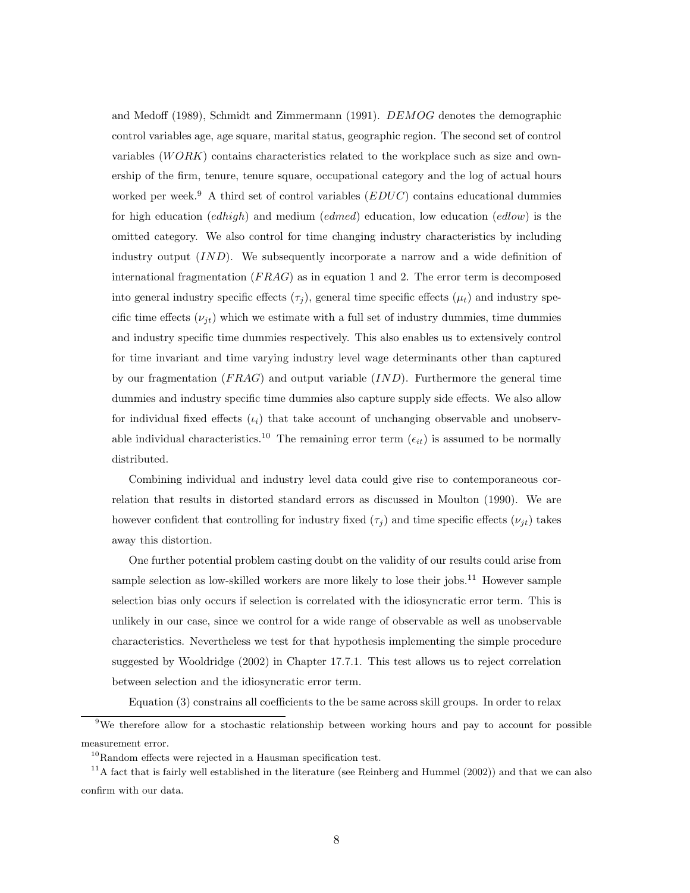and Medoff (1989), Schmidt and Zimmermann (1991). $DEMOG$ denotes the demographic control variables age, age square, marital status, geographic region. The second set of control variables ($WORK$) contains characteristics related to the workplace such as size and ownership of the firm, tenure, tenure square, occupational category and the log of actual hours worked per week.[9] A third set of control variables ($EDUC$) contains educational dummies for high education (*edhigh*) and medium (*edmed*) education, low education (*edlow*) is the omitted category. We also control for time changing industry characteristics by including industry output ($IND$). We subsequently incorporate a narrow and a wide definition of international fragmentation ($FRAG$) as in equation 1 and 2. The error term is decomposed into general industry specific effects ($\tau_j$), general time specific effects ($\mu_t$) and industry specific time effects ($\nu_{jt}$) which we estimate with a full set of industry dummies, time dummies and industry specific time dummies respectively. This also enables us to extensively control for time invariant and time varying industry level wage determinants other than captured by our fragmentation ($FRAG$) and output variable ($IND$). Furthermore the general time dummies and industry specific time dummies also capture supply side effects. We also allow for individual fixed effects ($\iota_i$) that take account of unchanging observable and unobservable individual characteristics.[10] The remaining error term ($\epsilon_{it}$) is assumed to be normally distributed.

Combining individual and industry level data could give rise to contemporaneous correlation that results in distorted standard errors as discussed in Moulton (1990). We are however confident that controlling for industry fixed ($\tau_j$) and time specific effects ($\nu_{jt}$) takes away this distortion.

One further potential problem casting doubt on the validity of our results could arise from sample selection as low-skilled workers are more likely to lose their jobs.[11] However sample selection bias only occurs if selection is correlated with the idiosyncratic error term. This is unlikely in our case, since we control for a wide range of observable as well as unobservable characteristics. Nevertheless we test for that hypothesis implementing the simple procedure suggested by Wooldridge (2002) in Chapter 17.7.1. This test allows us to reject correlation between selection and the idiosyncratic error term.

Equation (3) constrains all coefficients to the be same across skill groups. In order to relax

[9] We therefore allow for a stochastic relationship between working hours and pay to account for possible measurement error.

[10] Random effects were rejected in a Hausman specification test.

[11] A fact that is fairly well established in the literature (see Reinberg and Hummel (2002)) and that we can also confirm with our data.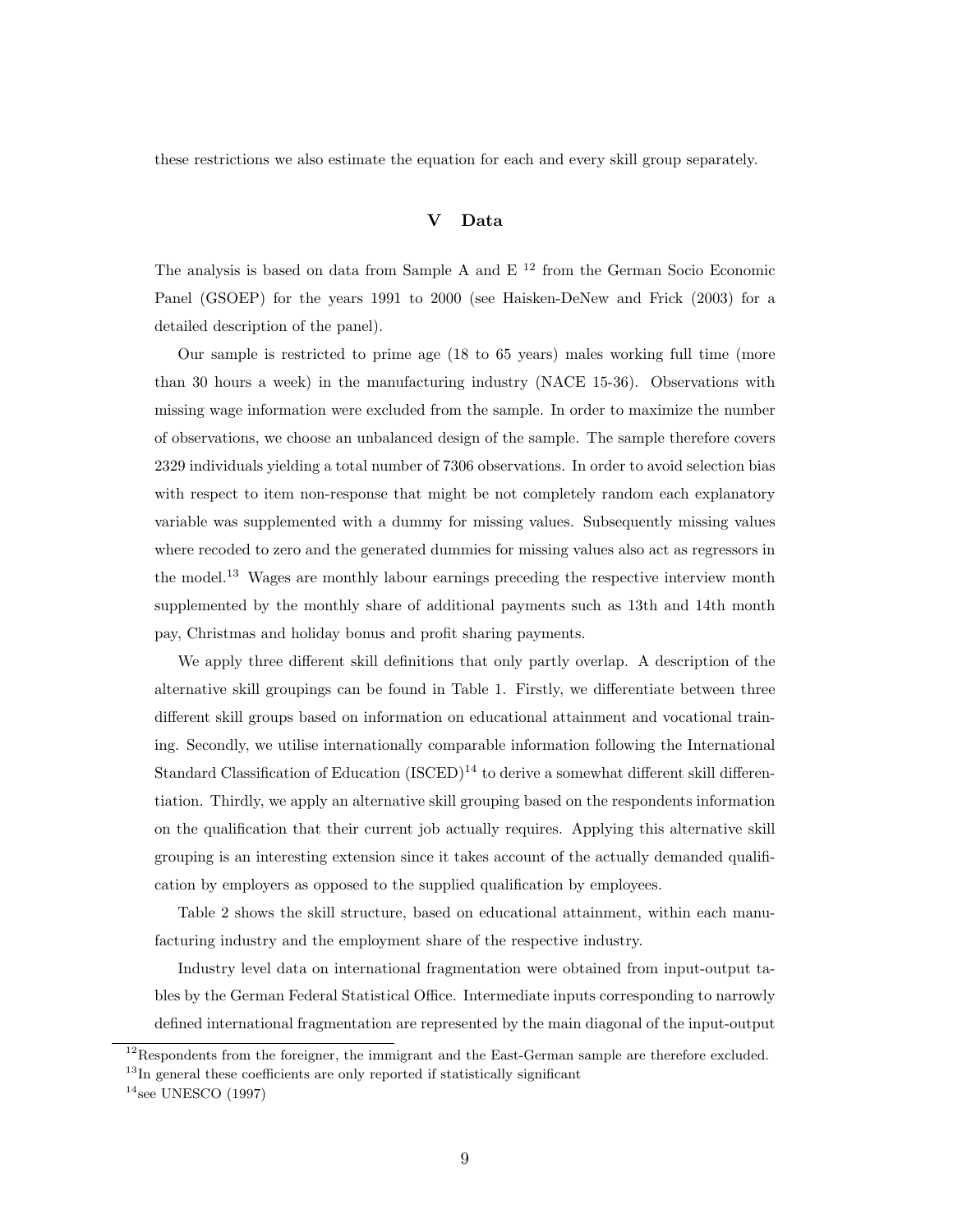these restrictions we also estimate the equation for each and every skill group separately.

## V Data

The analysis is based on data from Sample A and E [12] from the German Socio Economic Panel (GSOEP) for the years 1991 to 2000 (see Haisken-DeNew and Frick (2003) for a detailed description of the panel).

Our sample is restricted to prime age (18 to 65 years) males working full time (more than 30 hours a week) in the manufacturing industry (NACE 15-36). Observations with missing wage information were excluded from the sample. In order to maximize the number of observations, we choose an unbalanced design of the sample. The sample therefore covers 2329 individuals yielding a total number of 7306 observations. In order to avoid selection bias with respect to item non-response that might be not completely random each explanatory variable was supplemented with a dummy for missing values. Subsequently missing values where recoded to zero and the generated dummies for missing values also act as regressors in the model.[13] Wages are monthly labour earnings preceding the respective interview month supplemented by the monthly share of additional payments such as 13th and 14th month pay, Christmas and holiday bonus and profit sharing payments.

We apply three different skill definitions that only partly overlap. A description of the alternative skill groupings can be found in Table 1. Firstly, we differentiate between three different skill groups based on information on educational attainment and vocational training. Secondly, we utilise internationally comparable information following the International Standard Classification of Education (ISCED)[14] to derive a somewhat different skill differentiation. Thirdly, we apply an alternative skill grouping based on the respondents information on the qualification that their current job actually requires. Applying this alternative skill grouping is an interesting extension since it takes account of the actually demanded qualification by employers as opposed to the supplied qualification by employees.

Table 2 shows the skill structure, based on educational attainment, within each manufacturing industry and the employment share of the respective industry.

Industry level data on international fragmentation were obtained from input-output tables by the German Federal Statistical Office. Intermediate inputs corresponding to narrowly defined international fragmentation are represented by the main diagonal of the input-output

[12] Respondents from the foreigner, the immigrant and the East-German sample are therefore excluded.

[13] In general these coefficients are only reported if statistically significant

[14] see UNESCO (1997)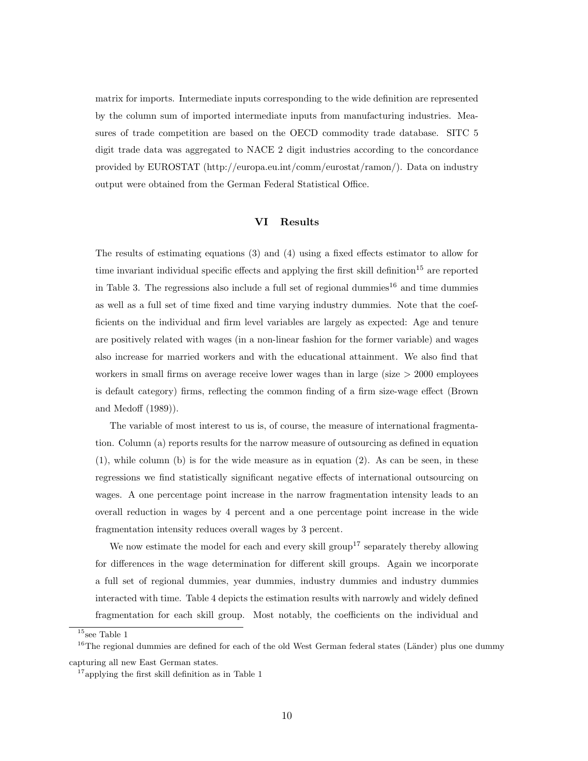matrix for imports. Intermediate inputs corresponding to the wide definition are represented by the column sum of imported intermediate inputs from manufacturing industries. Measures of trade competition are based on the OECD commodity trade database. SITC 5 digit trade data was aggregated to NACE 2 digit industries according to the concordance provided by EUROSTAT (http://europa.eu.int/comm/eurostat/ramon/). Data on industry output were obtained from the German Federal Statistical Office.

## VI Results

The results of estimating equations (3) and (4) using a fixed effects estimator to allow for time invariant individual specific effects and applying the first skill definition[15] are reported in Table 3. The regressions also include a full set of regional dummies[16] and time dummies as well as a full set of time fixed and time varying industry dummies. Note that the coefficients on the individual and firm level variables are largely as expected: Age and tenure are positively related with wages (in a non-linear fashion for the former variable) and wages also increase for married workers and with the educational attainment. We also find that workers in small firms on average receive lower wages than in large (size > 2000 employees is default category) firms, reflecting the common finding of a firm size-wage effect (Brown and Medoff (1989)).

The variable of most interest to us is, of course, the measure of international fragmentation. Column (a) reports results for the narrow measure of outsourcing as defined in equation (1), while column (b) is for the wide measure as in equation (2). As can be seen, in these regressions we find statistically significant negative effects of international outsourcing on wages. A one percentage point increase in the narrow fragmentation intensity leads to an overall reduction in wages by 4 percent and a one percentage point increase in the wide fragmentation intensity reduces overall wages by 3 percent.

We now estimate the model for each and every skill group[17] separately thereby allowing for differences in the wage determination for different skill groups. Again we incorporate a full set of regional dummies, year dummies, industry dummies and industry dummies interacted with time. Table 4 depicts the estimation results with narrowly and widely defined fragmentation for each skill group. Most notably, the coefficients on the individual and

---

[15] see Table 1

[16] The regional dummies are defined for each of the old West German federal states (Länder) plus one dummy capturing all new East German states.

[17] applying the first skill definition as in Table 1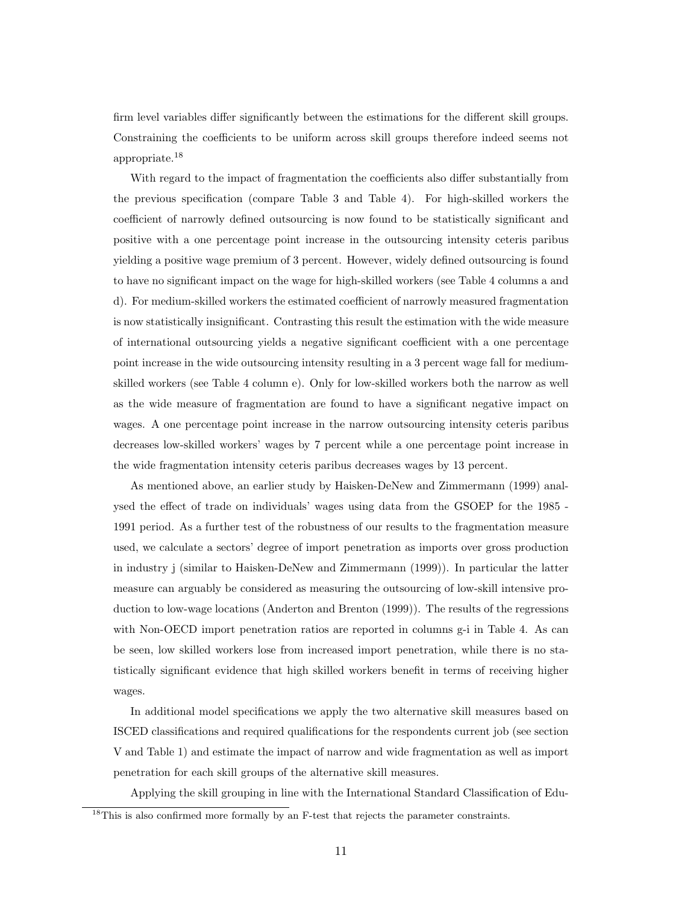firm level variables differ significantly between the estimations for the different skill groups. Constraining the coefficients to be uniform across skill groups therefore indeed seems not appropriate.[18]

With regard to the impact of fragmentation the coefficients also differ substantially from the previous specification (compare Table 3 and Table 4). For high-skilled workers the coefficient of narrowly defined outsourcing is now found to be statistically significant and positive with a one percentage point increase in the outsourcing intensity ceteris paribus yielding a positive wage premium of 3 percent. However, widely defined outsourcing is found to have no significant impact on the wage for high-skilled workers (see Table 4 columns a and d). For medium-skilled workers the estimated coefficient of narrowly measured fragmentation is now statistically insignificant. Contrasting this result the estimation with the wide measure of international outsourcing yields a negative significant coefficient with a one percentage point increase in the wide outsourcing intensity resulting in a 3 percent wage fall for medium-skilled workers (see Table 4 column e). Only for low-skilled workers both the narrow as well as the wide measure of fragmentation are found to have a significant negative impact on wages. A one percentage point increase in the narrow outsourcing intensity ceteris paribus decreases low-skilled workers' wages by 7 percent while a one percentage point increase in the wide fragmentation intensity ceteris paribus decreases wages by 13 percent.

As mentioned above, an earlier study by Haisken-DeNew and Zimmermann (1999) analysed the effect of trade on individuals' wages using data from the GSOEP for the 1985 - 1991 period. As a further test of the robustness of our results to the fragmentation measure used, we calculate a sectors' degree of import penetration as imports over gross production in industry j (similar to Haisken-DeNew and Zimmermann (1999)). In particular the latter measure can arguably be considered as measuring the outsourcing of low-skill intensive production to low-wage locations (Anderton and Brenton (1999)). The results of the regressions with Non-OECD import penetration ratios are reported in columns g-i in Table 4. As can be seen, low skilled workers lose from increased import penetration, while there is no statistically significant evidence that high skilled workers benefit in terms of receiving higher wages.

In additional model specifications we apply the two alternative skill measures based on ISCED classifications and required qualifications for the respondents current job (see section V and Table 1) and estimate the impact of narrow and wide fragmentation as well as import penetration for each skill groups of the alternative skill measures.

Applying the skill grouping in line with the International Standard Classification of Edu-

[18] This is also confirmed more formally by an F-test that rejects the parameter constraints.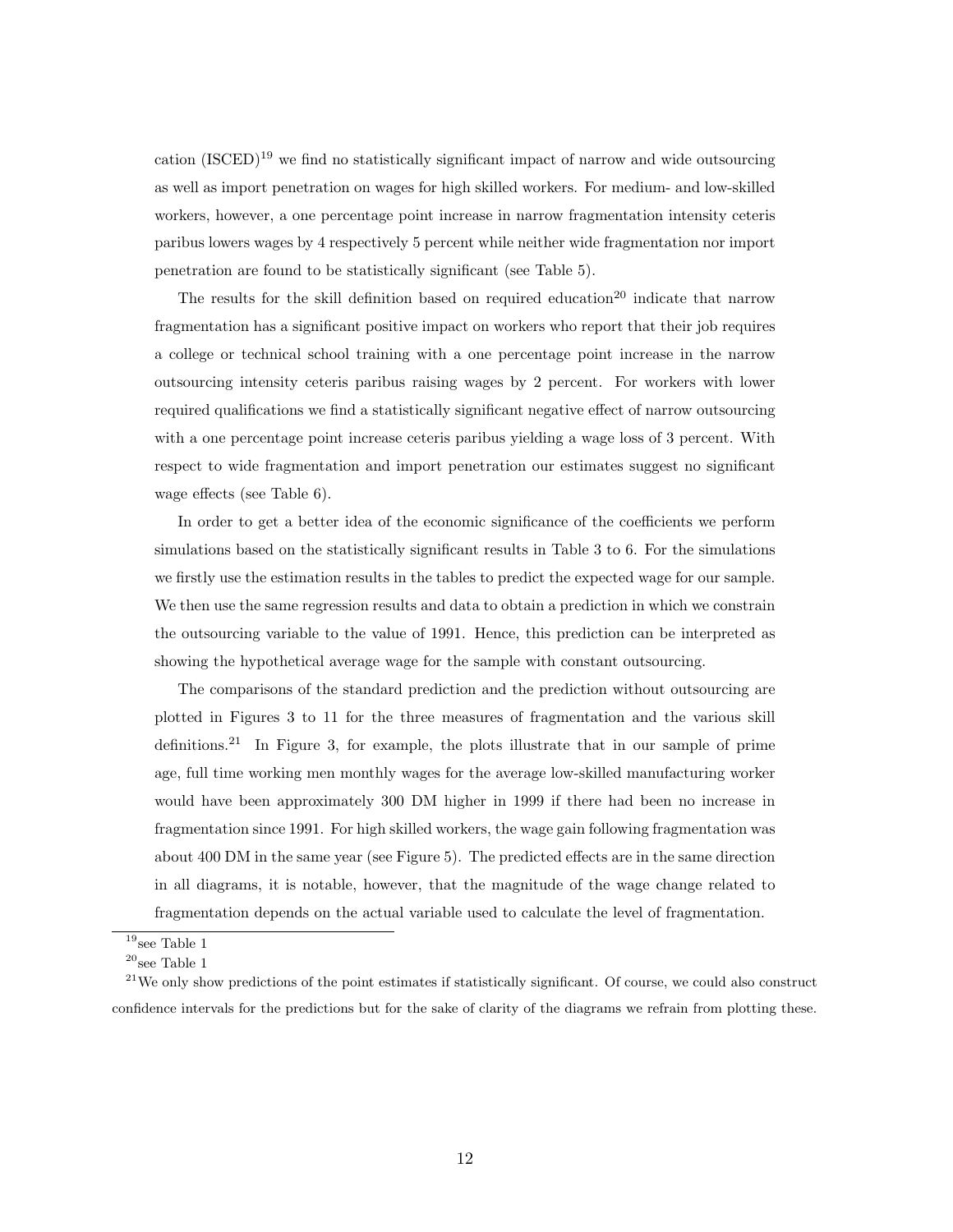cation (ISCED)[19] we find no statistically significant impact of narrow and wide outsourcing as well as import penetration on wages for high skilled workers. For medium- and low-skilled workers, however, a one percentage point increase in narrow fragmentation intensity ceteris paribus lowers wages by 4 respectively 5 percent while neither wide fragmentation nor import penetration are found to be statistically significant (see Table 5).

The results for the skill definition based on required education[20] indicate that narrow fragmentation has a significant positive impact on workers who report that their job requires a college or technical school training with a one percentage point increase in the narrow outsourcing intensity ceteris paribus raising wages by 2 percent. For workers with lower required qualifications we find a statistically significant negative effect of narrow outsourcing with a one percentage point increase ceteris paribus yielding a wage loss of 3 percent. With respect to wide fragmentation and import penetration our estimates suggest no significant wage effects (see Table 6).

In order to get a better idea of the economic significance of the coefficients we perform simulations based on the statistically significant results in Table 3 to 6. For the simulations we firstly use the estimation results in the tables to predict the expected wage for our sample. We then use the same regression results and data to obtain a prediction in which we constrain the outsourcing variable to the value of 1991. Hence, this prediction can be interpreted as showing the hypothetical average wage for the sample with constant outsourcing.

The comparisons of the standard prediction and the prediction without outsourcing are plotted in Figures 3 to 11 for the three measures of fragmentation and the various skill definitions.[21] In Figure 3, for example, the plots illustrate that in our sample of prime age, full time working men monthly wages for the average low-skilled manufacturing worker would have been approximately 300 DM higher in 1999 if there had been no increase in fragmentation since 1991. For high skilled workers, the wage gain following fragmentation was about 400 DM in the same year (see Figure 5). The predicted effects are in the same direction in all diagrams, it is notable, however, that the magnitude of the wage change related to fragmentation depends on the actual variable used to calculate the level of fragmentation.

[19] see Table 1

[20] see Table 1

[21] We only show predictions of the point estimates if statistically significant. Of course, we could also construct confidence intervals for the predictions but for the sake of clarity of the diagrams we refrain from plotting these.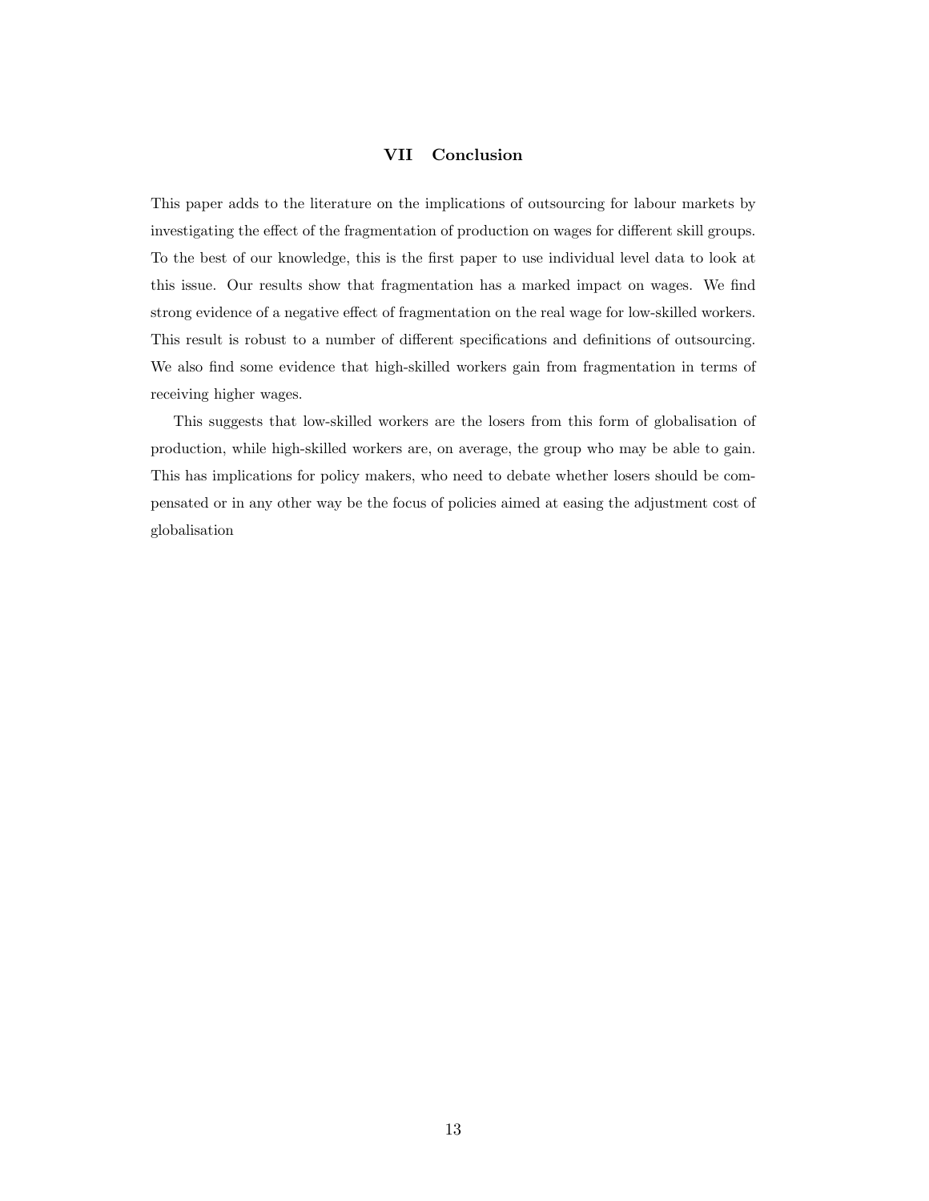## VII Conclusion

This paper adds to the literature on the implications of outsourcing for labour markets by investigating the effect of the fragmentation of production on wages for different skill groups. To the best of our knowledge, this is the first paper to use individual level data to look at this issue. Our results show that fragmentation has a marked impact on wages. We find strong evidence of a negative effect of fragmentation on the real wage for low-skilled workers. This result is robust to a number of different specifications and definitions of outsourcing. We also find some evidence that high-skilled workers gain from fragmentation in terms of receiving higher wages.

This suggests that low-skilled workers are the losers from this form of globalisation of production, while high-skilled workers are, on average, the group who may be able to gain. This has implications for policy makers, who need to debate whether losers should be compensated or in any other way be the focus of policies aimed at easing the adjustment cost of globalisation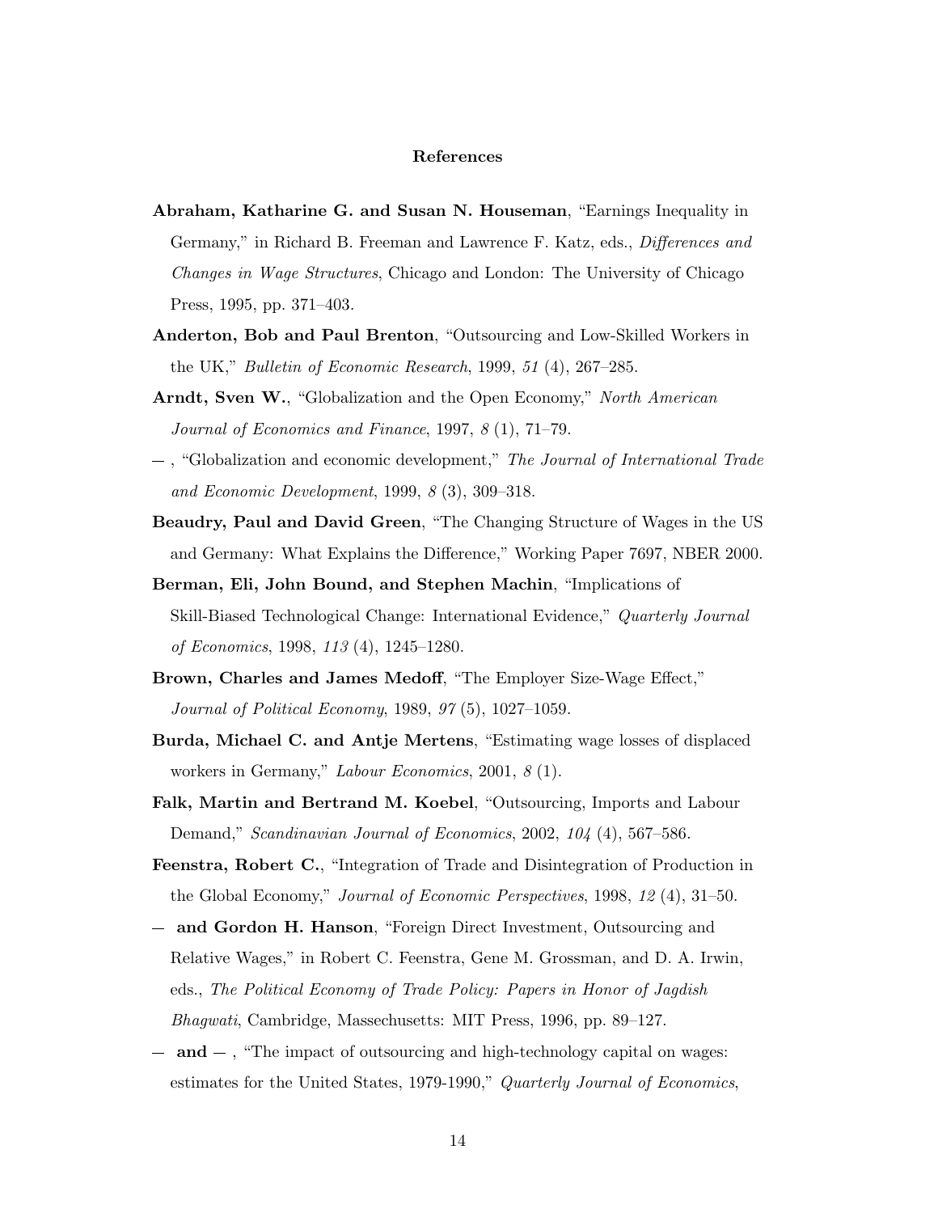### References

**Abraham, Katharine G. and Susan N. Houseman**, "Earnings Inequality in Germany," in Richard B. Freeman and Lawrence F. Katz, eds., *Differences and Changes in Wage Structures*, Chicago and London: The University of Chicago Press, 1995, pp. 371–403.

**Anderton, Bob and Paul Brenton**, "Outsourcing and Low-Skilled Workers in the UK," *Bulletin of Economic Research*, 1999, *51* (4), 267–285.

**Arndt, Sven W.**, "Globalization and the Open Economy," *North American Journal of Economics and Finance*, 1997, *8* (1), 71–79.

**–** , "Globalization and economic development," *The Journal of International Trade and Economic Development*, 1999, *8* (3), 309–318.

**Beaudry, Paul and David Green**, "The Changing Structure of Wages in the US and Germany: What Explains the Difference," Working Paper 7697, NBER 2000.

**Berman, Eli, John Bound, and Stephen Machin**, "Implications of Skill-Biased Technological Change: International Evidence," *Quarterly Journal of Economics*, 1998, *113* (4), 1245–1280.

**Brown, Charles and James Medoff**, "The Employer Size-Wage Effect," *Journal of Political Economy*, 1989, *97* (5), 1027–1059.

**Burda, Michael C. and Antje Mertens**, "Estimating wage losses of displaced workers in Germany," *Labour Economics*, 2001, *8* (1).

**Falk, Martin and Bertrand M. Koebel**, "Outsourcing, Imports and Labour Demand," *Scandinavian Journal of Economics*, 2002, *104* (4), 567–586.

**Feenstra, Robert C.**, "Integration of Trade and Disintegration of Production in the Global Economy," *Journal of Economic Perspectives*, 1998, *12* (4), 31–50.

**– and Gordon H. Hanson**, "Foreign Direct Investment, Outsourcing and Relative Wages," in Robert C. Feenstra, Gene M. Grossman, and D. A. Irwin, eds., *The Political Economy of Trade Policy: Papers in Honor of Jagdish Bhagwati*, Cambridge, Massechusetts: MIT Press, 1996, pp. 89–127.

**– and –** , "The impact of outsourcing and high-technology capital on wages: estimates for the United States, 1979-1990," *Quarterly Journal of Economics*,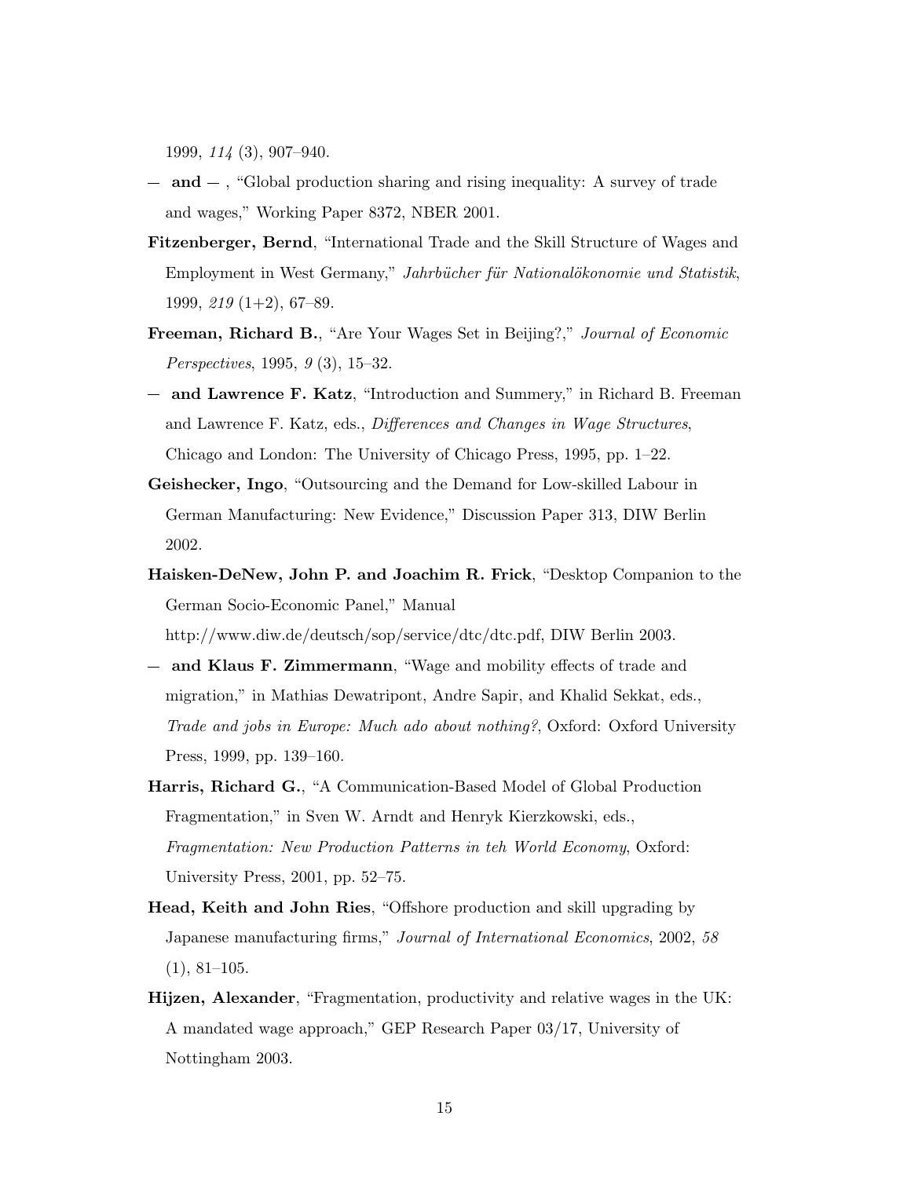1999, *114* (3), 907–940.

— **and** — , "Global production sharing and rising inequality: A survey of trade and wages," Working Paper 8372, NBER 2001.

**Fitzenberger, Bernd**, "International Trade and the Skill Structure of Wages and Employment in West Germany," *Jahrbücher für Nationalökonomie und Statistik*, 1999, *219* (1+2), 67–89.

**Freeman, Richard B.**, "Are Your Wages Set in Beijing?," *Journal of Economic Perspectives*, 1995, *9* (3), 15–32.

— **and Lawrence F. Katz**, "Introduction and Summery," in Richard B. Freeman and Lawrence F. Katz, eds., *Differences and Changes in Wage Structures*, Chicago and London: The University of Chicago Press, 1995, pp. 1–22.

**Geishecker, Ingo**, "Outsourcing and the Demand for Low-skilled Labour in German Manufacturing: New Evidence," Discussion Paper 313, DIW Berlin 2002.

**Haisken-DeNew, John P. and Joachim R. Frick**, "Desktop Companion to the German Socio-Economic Panel," Manual http://www.diw.de/deutsch/sop/service/dtc/dtc.pdf, DIW Berlin 2003.

— **and Klaus F. Zimmermann**, "Wage and mobility effects of trade and migration," in Mathias Dewatripont, Andre Sapir, and Khalid Sekkat, eds., *Trade and jobs in Europe: Much ado about nothing?*, Oxford: Oxford University Press, 1999, pp. 139–160.

**Harris, Richard G.**, "A Communication-Based Model of Global Production Fragmentation," in Sven W. Arndt and Henryk Kierzkowski, eds., *Fragmentation: New Production Patterns in teh World Economy*, Oxford: University Press, 2001, pp. 52–75.

**Head, Keith and John Ries**, "Offshore production and skill upgrading by Japanese manufacturing firms," *Journal of International Economics*, 2002, *58* (1), 81–105.

**Hijzen, Alexander**, "Fragmentation, productivity and relative wages in the UK: A mandated wage approach," GEP Research Paper 03/17, University of Nottingham 2003.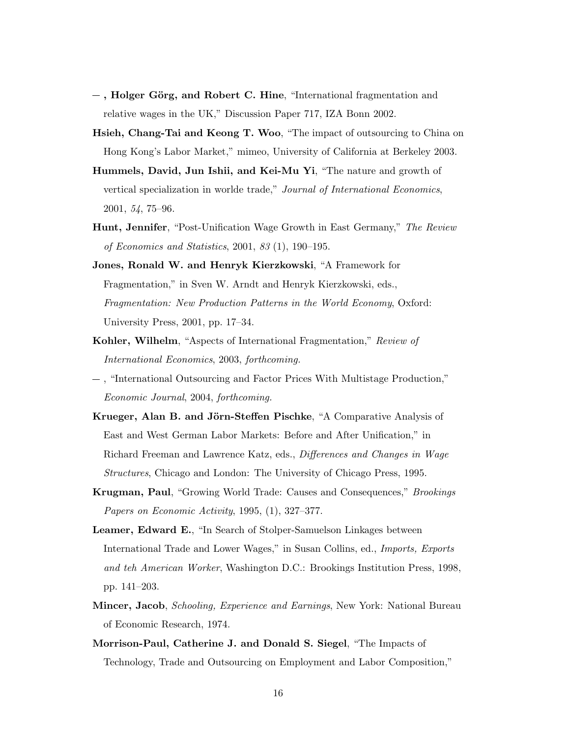– , **Holger Görg, and Robert C. Hine**, "International fragmentation and relative wages in the UK," Discussion Paper 717, IZA Bonn 2002.

**Hsieh, Chang-Tai and Keong T. Woo**, "The impact of outsourcing to China on Hong Kong's Labor Market," mimeo, University of California at Berkeley 2003.

**Hummels, David, Jun Ishii, and Kei-Mu Yi**, "The nature and growth of vertical specialization in worlde trade," *Journal of International Economics*, 2001, *54*, 75–96.

**Hunt, Jennifer**, "Post-Unification Wage Growth in East Germany," *The Review of Economics and Statistics*, 2001, *83* (1), 190–195.

**Jones, Ronald W. and Henryk Kierzkowski**, "A Framework for Fragmentation," in Sven W. Arndt and Henryk Kierzkowski, eds., *Fragmentation: New Production Patterns in the World Economy*, Oxford: University Press, 2001, pp. 17–34.

**Kohler, Wilhelm**, "Aspects of International Fragmentation," *Review of International Economics*, 2003, *forthcoming.*

– , "International Outsourcing and Factor Prices With Multistage Production," *Economic Journal*, 2004, *forthcoming.*

**Krueger, Alan B. and Jörn-Steffen Pischke**, "A Comparative Analysis of East and West German Labor Markets: Before and After Unification," in Richard Freeman and Lawrence Katz, eds., *Differences and Changes in Wage Structures*, Chicago and London: The University of Chicago Press, 1995.

**Krugman, Paul**, "Growing World Trade: Causes and Consequences," *Brookings Papers on Economic Activity*, 1995, (1), 327–377.

**Leamer, Edward E.**, "In Search of Stolper-Samuelson Linkages between International Trade and Lower Wages," in Susan Collins, ed., *Imports, Exports and teh American Worker*, Washington D.C.: Brookings Institution Press, 1998, pp. 141–203.

**Mincer, Jacob**, *Schooling, Experience and Earnings*, New York: National Bureau of Economic Research, 1974.

**Morrison-Paul, Catherine J. and Donald S. Siegel**, "The Impacts of Technology, Trade and Outsourcing on Employment and Labor Composition,"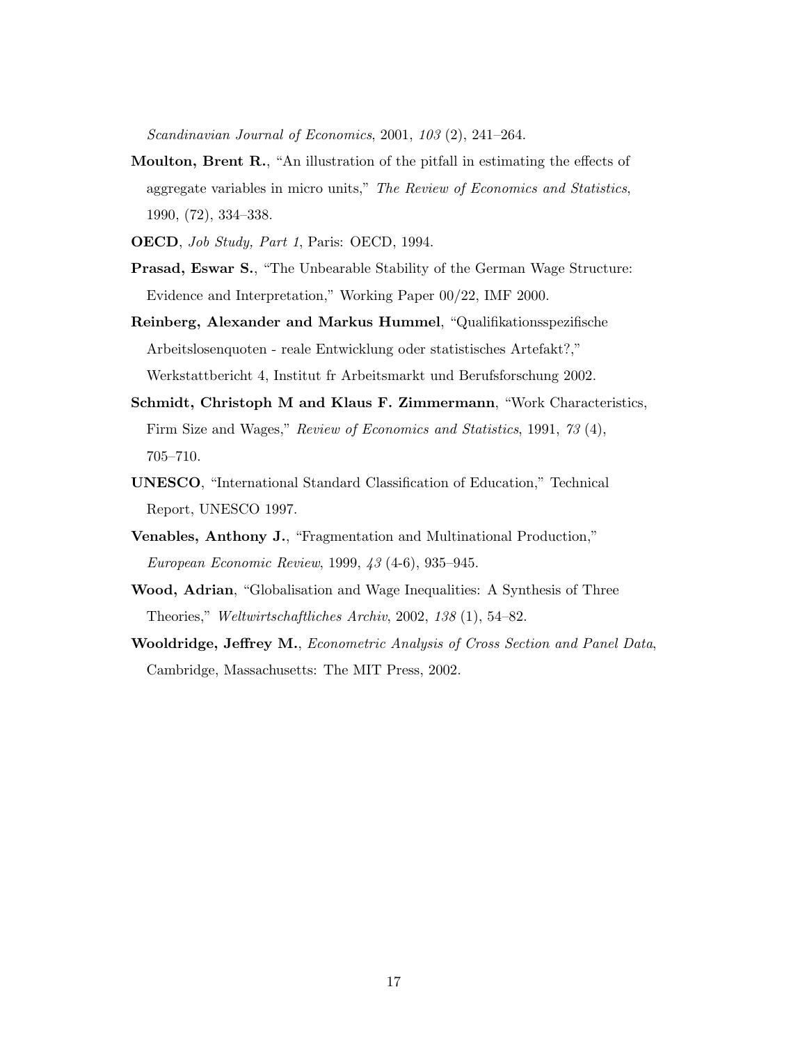*Scandinavian Journal of Economics*, 2001, *103* (2), 241–264.

**Moulton, Brent R.**, "An illustration of the pitfall in estimating the effects of aggregate variables in micro units," *The Review of Economics and Statistics*, 1990, (72), 334–338.

**OECD**, *Job Study, Part 1*, Paris: OECD, 1994.

**Prasad, Eswar S.**, "The Unbearable Stability of the German Wage Structure: Evidence and Interpretation," Working Paper 00/22, IMF 2000.

**Reinberg, Alexander and Markus Hummel**, "Qualifikationsspezifische Arbeitslosenquoten - reale Entwicklung oder statistisches Artefakt?," Werkstattbericht 4, Institut fr Arbeitsmarkt und Berufsforschung 2002.

**Schmidt, Christoph M and Klaus F. Zimmermann**, "Work Characteristics, Firm Size and Wages," *Review of Economics and Statistics*, 1991, *73* (4), 705–710.

**UNESCO**, "International Standard Classification of Education," Technical Report, UNESCO 1997.

**Venables, Anthony J.**, "Fragmentation and Multinational Production," *European Economic Review*, 1999, *43* (4-6), 935–945.

**Wood, Adrian**, "Globalisation and Wage Inequalities: A Synthesis of Three Theories," *Weltwirtschaftliches Archiv*, 2002, *138* (1), 54–82.

**Wooldridge, Jeffrey M.**, *Econometric Analysis of Cross Section and Panel Data*, Cambridge, Massachusetts: The MIT Press, 2002.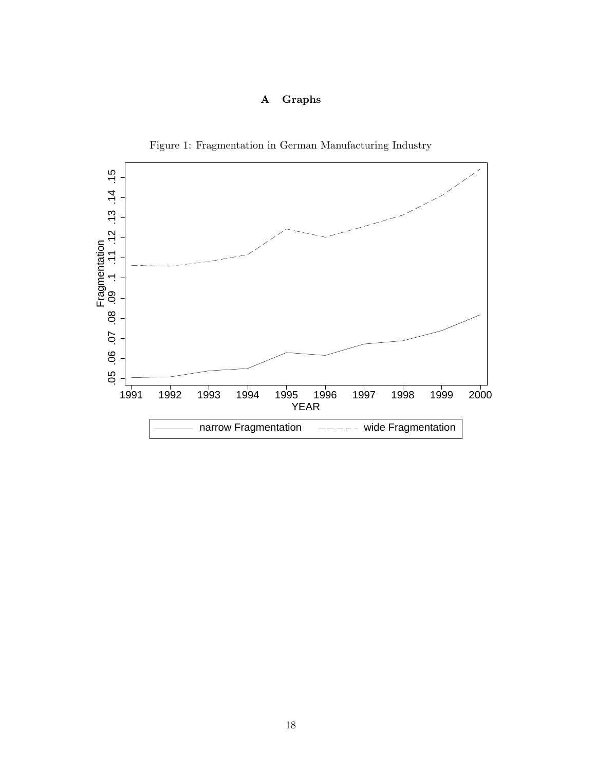# A Graphs

Figure 1: Fragmentation in German Manufacturing Industry

Fragmentation

.05 .06 .07 .08 .09 .1 .11 .12 .13 .14 .15

1991 1992 1993 1994 1995 1996 1997 1998 1999 2000

YEAR

narrow Fragmentation

wide Fragmentation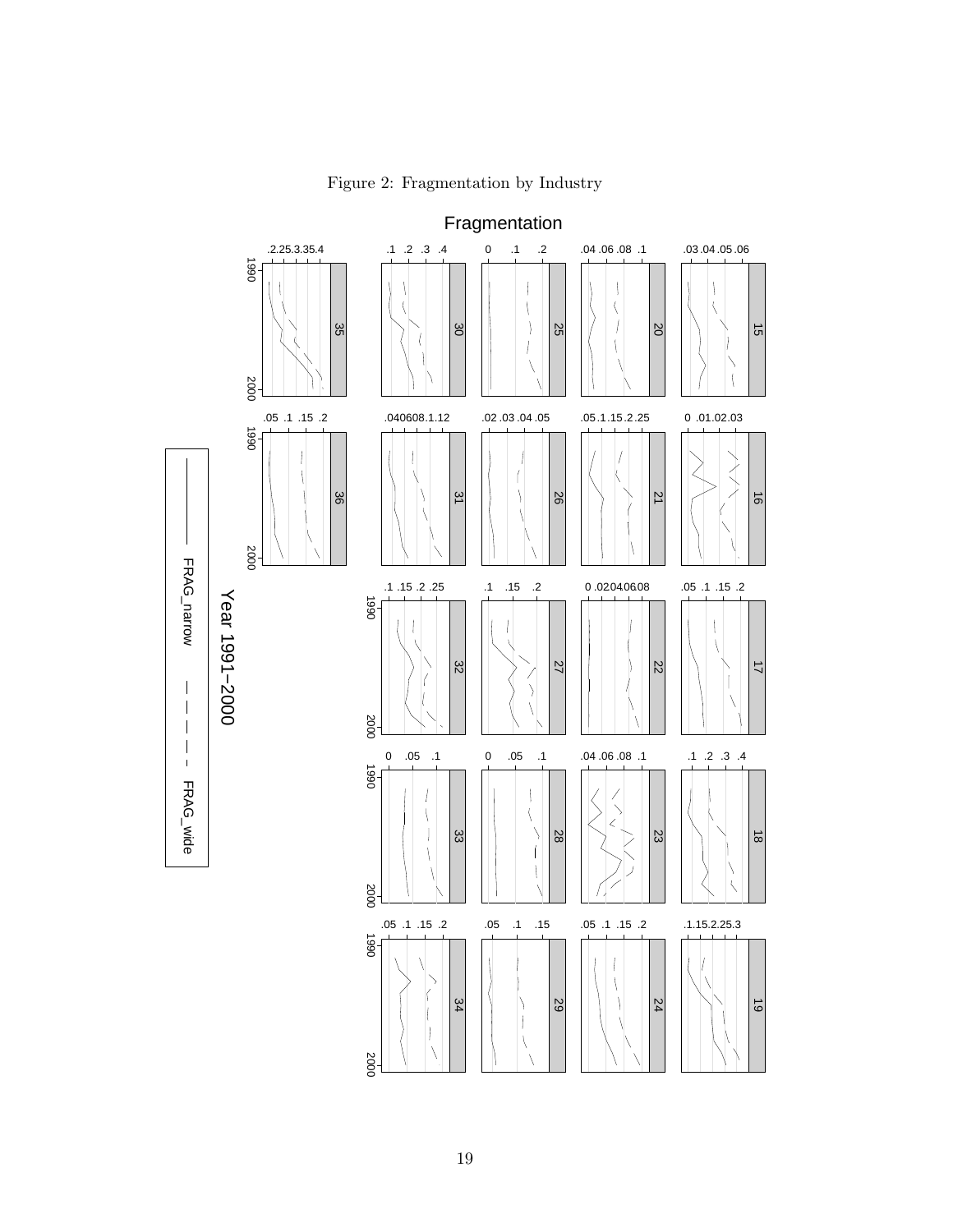Figure 2: Fragmentation by Industry

Fragmentation

Year 1991–2000

FRAG_narrow

FRAG_wide

15

16

17

18

19

20

21

22

23

24

25

26

27

28

29

30

31

32

33

34

35

36

.03 .04 .05 .06

0 .01 .02 .03

.05 .1 .15 .2

.1 .2 .3 .4

.1 .15 .2 .25 .3

.04 .06 .08 .1

.05 .1 .15 .2 .25

0 .02 .04 .06 .08

.04 .06 .08 .1

.05 .1 .15 .2

0 .1 .2

.02 .03 .04 .05

.1 .15 .2

0 .05 .1

.05 .1 .15

.1 .2 .3 .4

.04 .06 .08 .1 .12

.1 .15 .2 .25

0 .05 .1

.05 .1 .15 .2

.2 .25 .3 .35 .4

.05 .1 .15 .2

1990

2000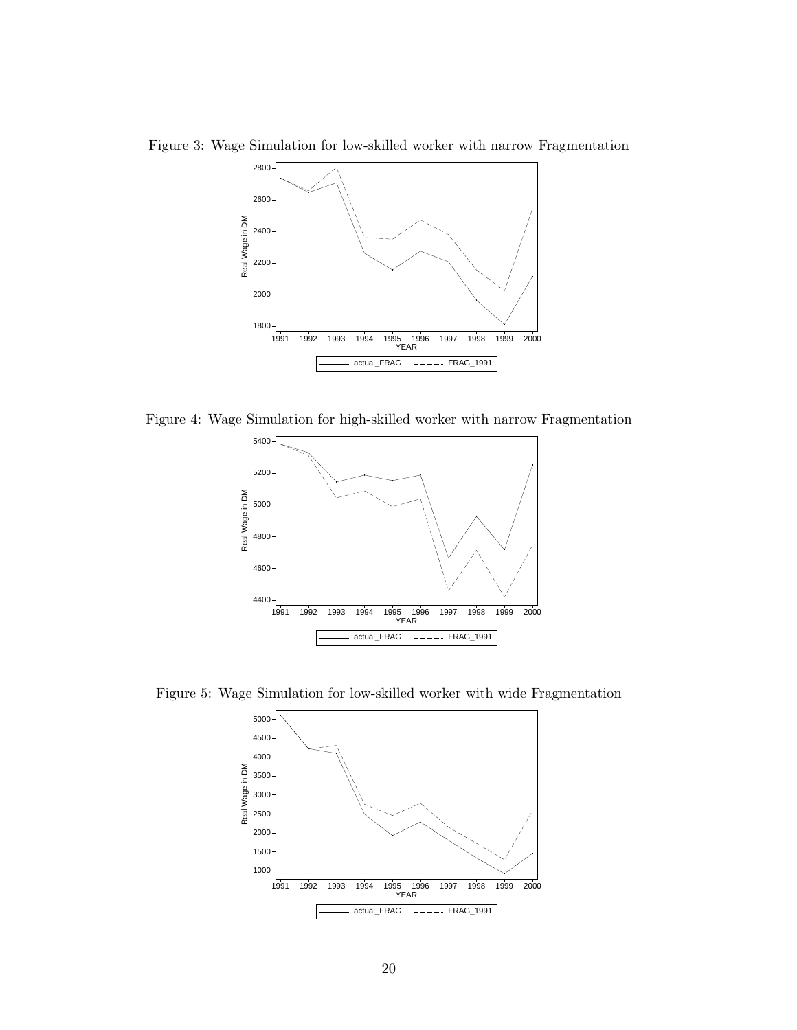Figure 3: Wage Simulation for low-skilled worker with narrow Fragmentation

Real Wage in DM

2800
2600
2400
2200
2000
1800

1991 1992 1993 1994 1995 1996 1997 1998 1999 2000

YEAR

actual_FRAG FRAG_1991

Figure 4: Wage Simulation for high-skilled worker with narrow Fragmentation

Real Wage in DM

5400
5200
5000
4800
4600
4400

1991 1992 1993 1994 1995 1996 1997 1998 1999 2000

YEAR

actual_FRAG FRAG_1991

Figure 5: Wage Simulation for low-skilled worker with wide Fragmentation

Real Wage in DM

5000
4500
4000
3500
3000
2500
2000
1500
1000

1991 1992 1993 1994 1995 1996 1997 1998 1999 2000

YEAR

actual_FRAG FRAG_1991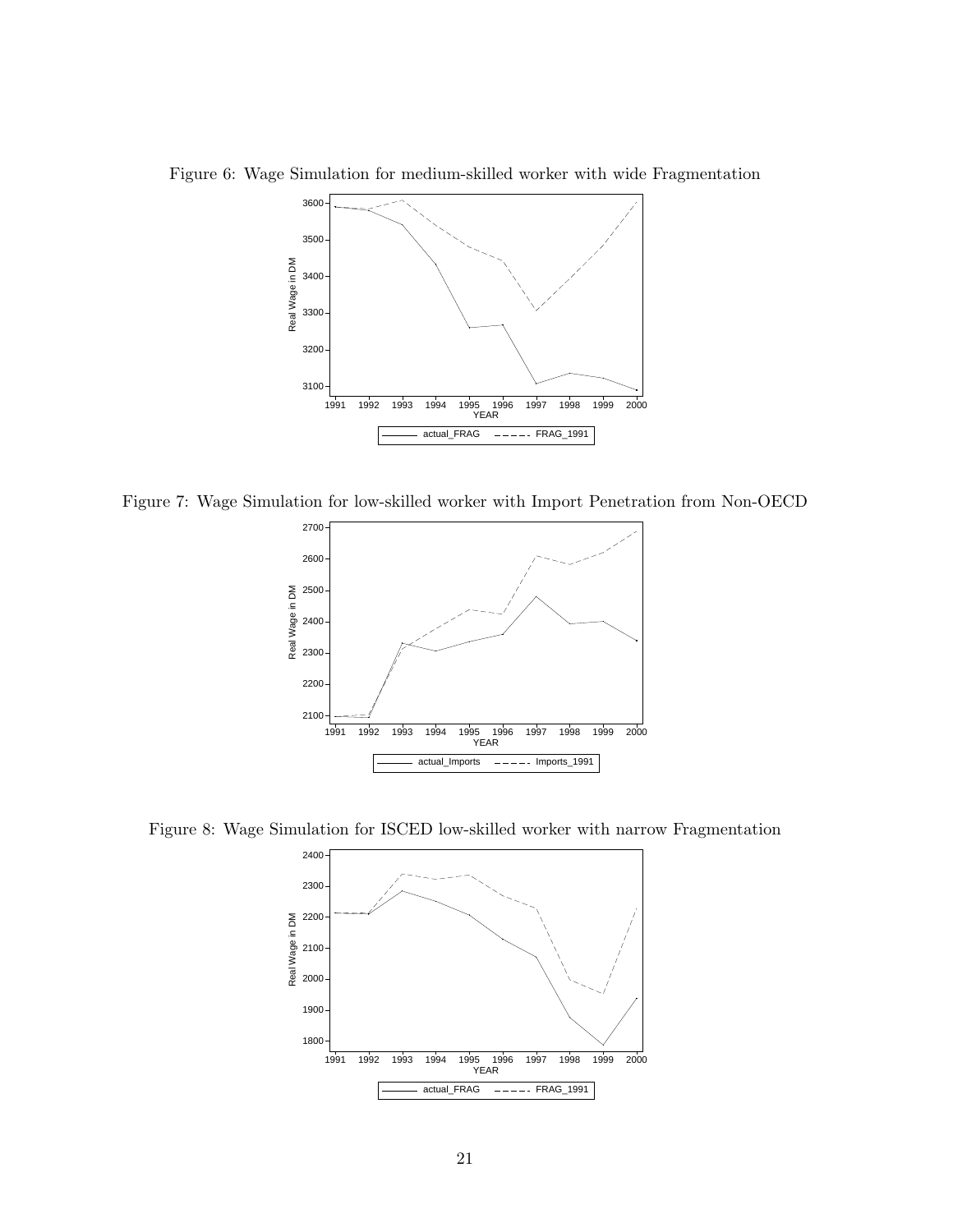Figure 6: Wage Simulation for medium-skilled worker with wide Fragmentation

Real Wage in DM

3600
3500
3400
3300
3200
3100

1991 1992 1993 1994 1995 1996 1997 1998 1999 2000

YEAR

actual_FRAG FRAG_1991

Figure 7: Wage Simulation for low-skilled worker with Import Penetration from Non-OECD

Real Wage in DM

2700
2600
2500
2400
2300
2200
2100

1991 1992 1993 1994 1995 1996 1997 1998 1999 2000

YEAR

actual_Imports Imports_1991

Figure 8: Wage Simulation for ISCED low-skilled worker with narrow Fragmentation

Real Wage in DM

2400
2300
2200
2100
2000
1900
1800

1991 1992 1993 1994 1995 1996 1997 1998 1999 2000

YEAR

actual_FRAG FRAG_1991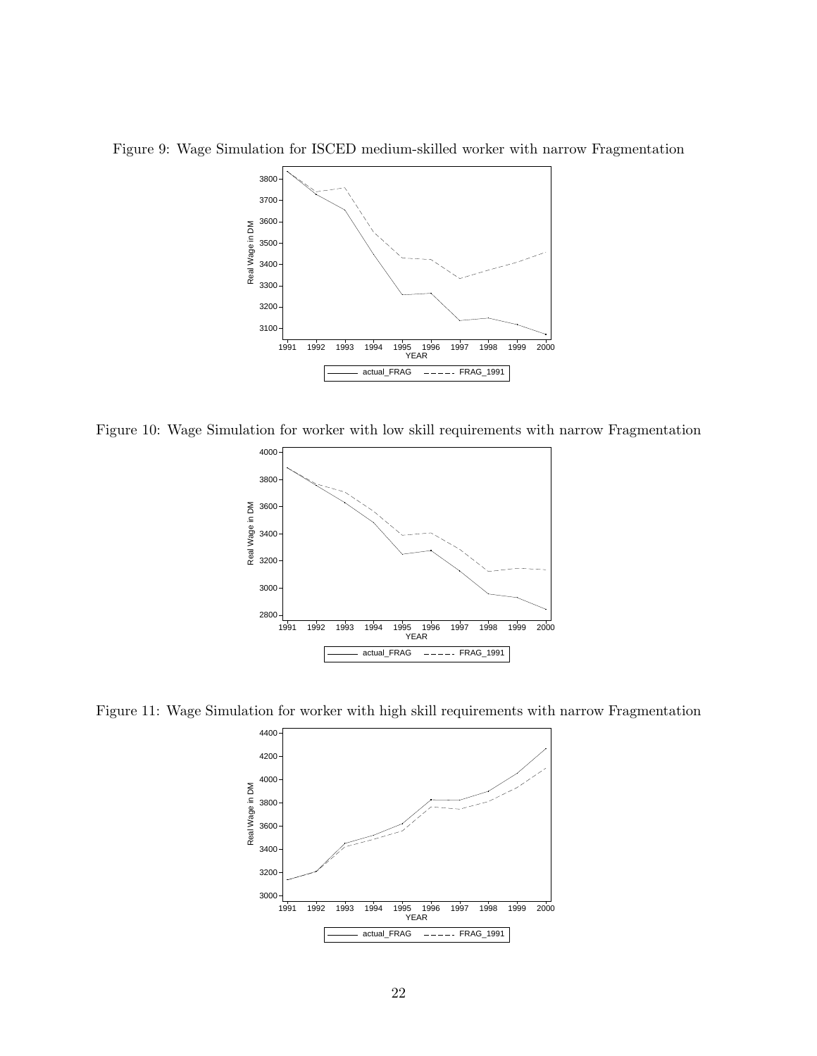Figure 9: Wage Simulation for ISCED medium-skilled worker with narrow Fragmentation

Real Wage in DM

3800
3700
3600
3500
3400
3300
3200
3100

1991 1992 1993 1994 1995 1996 1997 1998 1999 2000

YEAR

actual_FRAG FRAG_1991

Figure 10: Wage Simulation for worker with low skill requirements with narrow Fragmentation

Real Wage in DM

4000
3800
3600
3400
3200
3000
2800

1991 1992 1993 1994 1995 1996 1997 1998 1999 2000

YEAR

actual_FRAG FRAG_1991

Figure 11: Wage Simulation for worker with high skill requirements with narrow Fragmentation

Real Wage in DM

4400
4200
4000
3800
3600
3400
3200
3000

1991 1992 1993 1994 1995 1996 1997 1998 1999 2000

YEAR

actual_FRAG FRAG_1991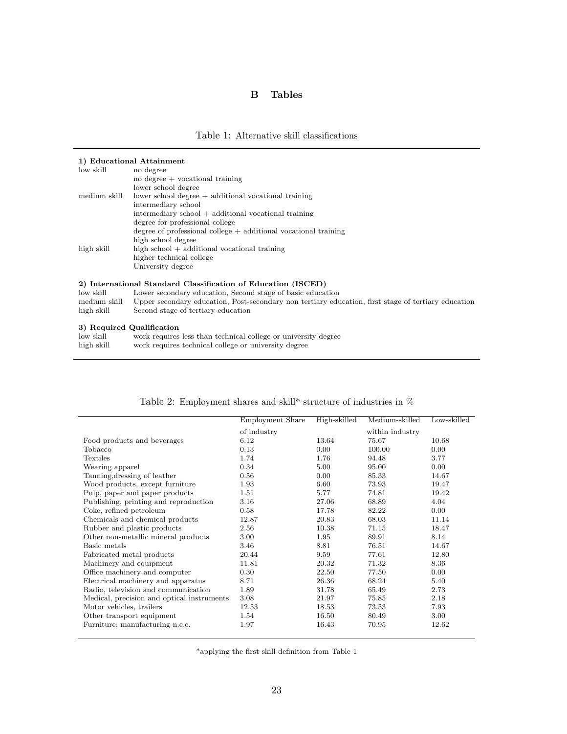## B Tables

Table 1: Alternative skill classifications

| | |
|---|---|
| **1) Educational Attainment** | |
| low skill | no degree |
| | no degree + vocational training |
| | lower school degree |
| medium skill | lower school degree + additional vocational training |
| | intermediary school |
| | intermediary school + additional vocational training |
| | degree for professional college |
| | degree of professional college + additional vocational training |
| | high school degree |
| high skill | high school + additional vocational training |
| | higher technical college |
| | University degree |
| **2) International Standard Classification of Education (ISCED)** | |
| low skill | Lower secondary education, Second stage of basic education |
| medium skill | Upper secondary education, Post-secondary non tertiary education, first stage of tertiary education |
| high skill | Second stage of tertiary education |
| **3) Required Qualification** | |
| low skill | work requires less than technical college or university degree |
| high skill | work requires technical college or university degree |

Table 2: Employment shares and skill* structure of industries in %

| | Employment Share of industry | High-skilled | Medium-skilled within industry | Low-skilled |
|---|---|---|---|---|
| Food products and beverages | 6.12 | 13.64 | 75.67 | 10.68 |
| Tobacco | 0.13 | 0.00 | 100.00 | 0.00 |
| Textiles | 1.74 | 1.76 | 94.48 | 3.77 |
| Wearing apparel | 0.34 | 5.00 | 95.00 | 0.00 |
| Tanning,dressing of leather | 0.56 | 0.00 | 85.33 | 14.67 |
| Wood products, except furniture | 1.93 | 6.60 | 73.93 | 19.47 |
| Pulp, paper and paper products | 1.51 | 5.77 | 74.81 | 19.42 |
| Publishing, printing and reproduction | 3.16 | 27.06 | 68.89 | 4.04 |
| Coke, refined petroleum | 0.58 | 17.78 | 82.22 | 0.00 |
| Chemicals and chemical products | 12.87 | 20.83 | 68.03 | 11.14 |
| Rubber and plastic products | 2.56 | 10.38 | 71.15 | 18.47 |
| Other non-metallic mineral products | 3.00 | 1.95 | 89.91 | 8.14 |
| Basic metals | 3.46 | 8.81 | 76.51 | 14.67 |
| Fabricated metal products | 20.44 | 9.59 | 77.61 | 12.80 |
| Machinery and equipment | 11.81 | 20.32 | 71.32 | 8.36 |
| Office machinery and computer | 0.30 | 22.50 | 77.50 | 0.00 |
| Electrical machinery and apparatus | 8.71 | 26.36 | 68.24 | 5.40 |
| Radio, television and communication | 1.89 | 31.78 | 65.49 | 2.73 |
| Medical, precision and optical instruments | 3.08 | 21.97 | 75.85 | 2.18 |
| Motor vehicles, trailers | 12.53 | 18.53 | 73.53 | 7.93 |
| Other transport equipment | 1.54 | 16.50 | 80.49 | 3.00 |
| Furniture; manufacturing n.e.c. | 1.97 | 16.43 | 70.95 | 12.62 |

*applying the first skill definition from Table 1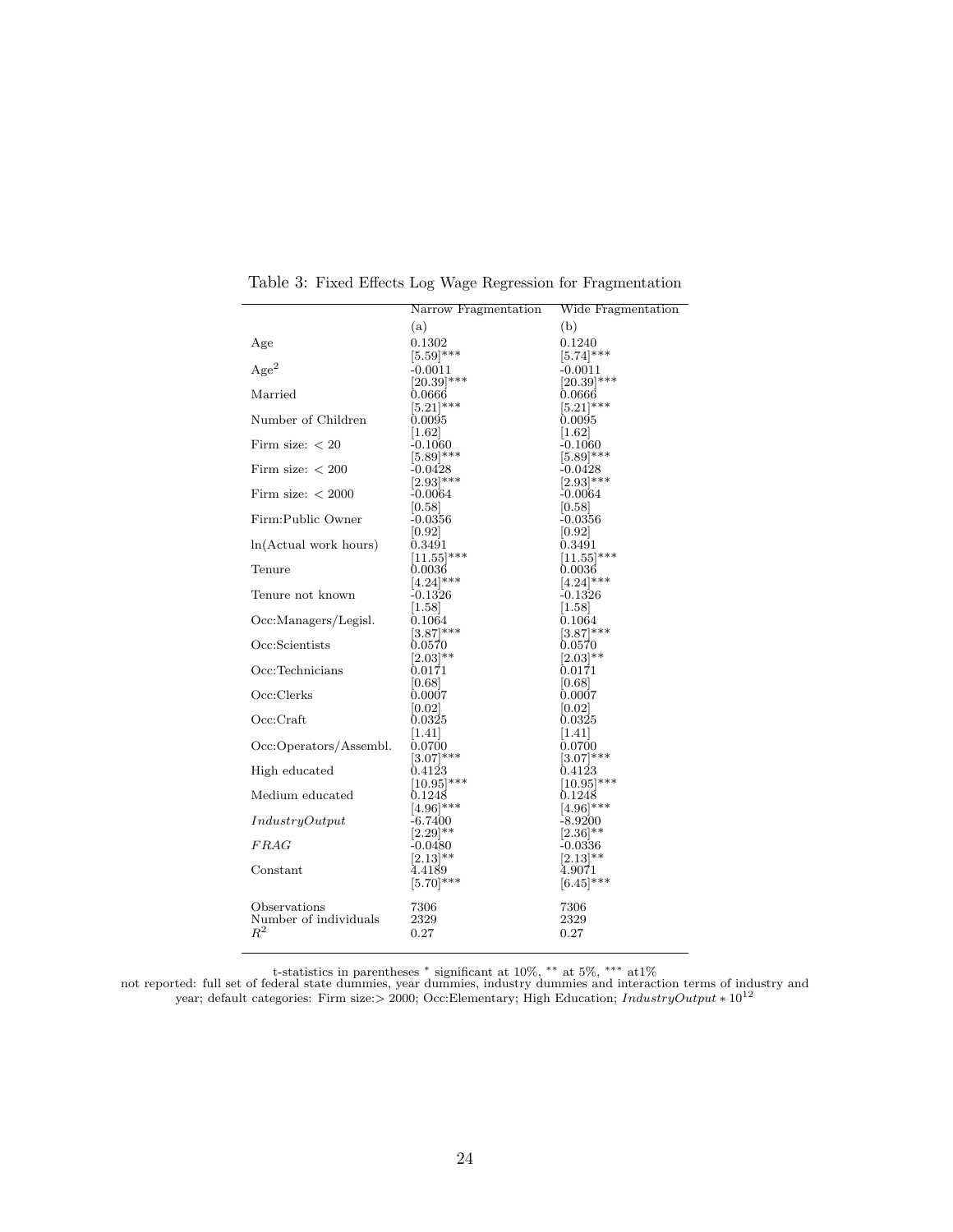Table 3: Fixed Effects Log Wage Regression for Fragmentation

| | Narrow Fragmentation | Wide Fragmentation |
|---|---|---|
| | (a) | (b) |
| Age | 0.1302 | 0.1240 |
| | [5.59]*** | [5.74]*** |
| $\text{Age}^2$ | -0.0011 | -0.0011 |
| | [20.39]*** | [20.39]*** |
| Married | 0.0666 | 0.0666 |
| | [5.21]*** | [5.21]*** |
| Number of Children | 0.0095 | 0.0095 |
| | [1.62] | [1.62] |
| Firm size: $< 20$ | -0.1060 | -0.1060 |
| | [5.89]*** | [5.89]*** |
| Firm size: $< 200$ | -0.0428 | -0.0428 |
| | [2.93]*** | [2.93]*** |
| Firm size: $< 2000$ | -0.0064 | -0.0064 |
| | [0.58] | [0.58] |
| Firm:Public Owner | -0.0356 | -0.0356 |
| | [0.92] | [0.92] |
| ln(Actual work hours) | 0.3491 | 0.3491 |
| | [11.55]*** | [11.55]*** |
| Tenure | 0.0036 | 0.0036 |
| | [4.24]*** | [4.24]*** |
| Tenure not known | -0.1326 | -0.1326 |
| | [1.58] | [1.58] |
| Occ:Managers/Legisl. | 0.1064 | 0.1064 |
| | [3.87]*** | [3.87]*** |
| Occ:Scientists | 0.0570 | 0.0570 |
| | [2.03]** | [2.03]** |
| Occ:Technicians | 0.0171 | 0.0171 |
| | [0.68] | [0.68] |
| Occ:Clerks | 0.0007 | 0.0007 |
| | [0.02] | [0.02] |
| Occ:Craft | 0.0325 | 0.0325 |
| | [1.41] | [1.41] |
| Occ:Operators/Assembl. | 0.0700 | 0.0700 |
| | [3.07]*** | [3.07]*** |
| High educated | 0.4123 | 0.4123 |
| | [10.95]*** | [10.95]*** |
| Medium educated | 0.1248 | 0.1248 |
| | [4.96]*** | [4.96]*** |
| $IndustryOutput$ | -6.7400 | -8.9200 |
| | [2.29]** | [2.36]** |
| $FRAG$ | -0.0480 | -0.0336 |
| | [2.13]** | [2.13]** |
| Constant | 4.4189 | 4.9071 |
| | [5.70]*** | [6.45]*** |
| Observations | 7306 | 7306 |
| Number of individuals | 2329 | 2329 |
| $R^2$ | 0.27 | 0.27 |

t-statistics in parentheses * significant at 10%, ** at 5%, *** at1%
not reported: full set of federal state dummies, year dummies, industry dummies and interaction terms of industry and year; default categories: Firm size:> 2000; Occ:Elementary; High Education; $IndustryOutput * 10^{12}$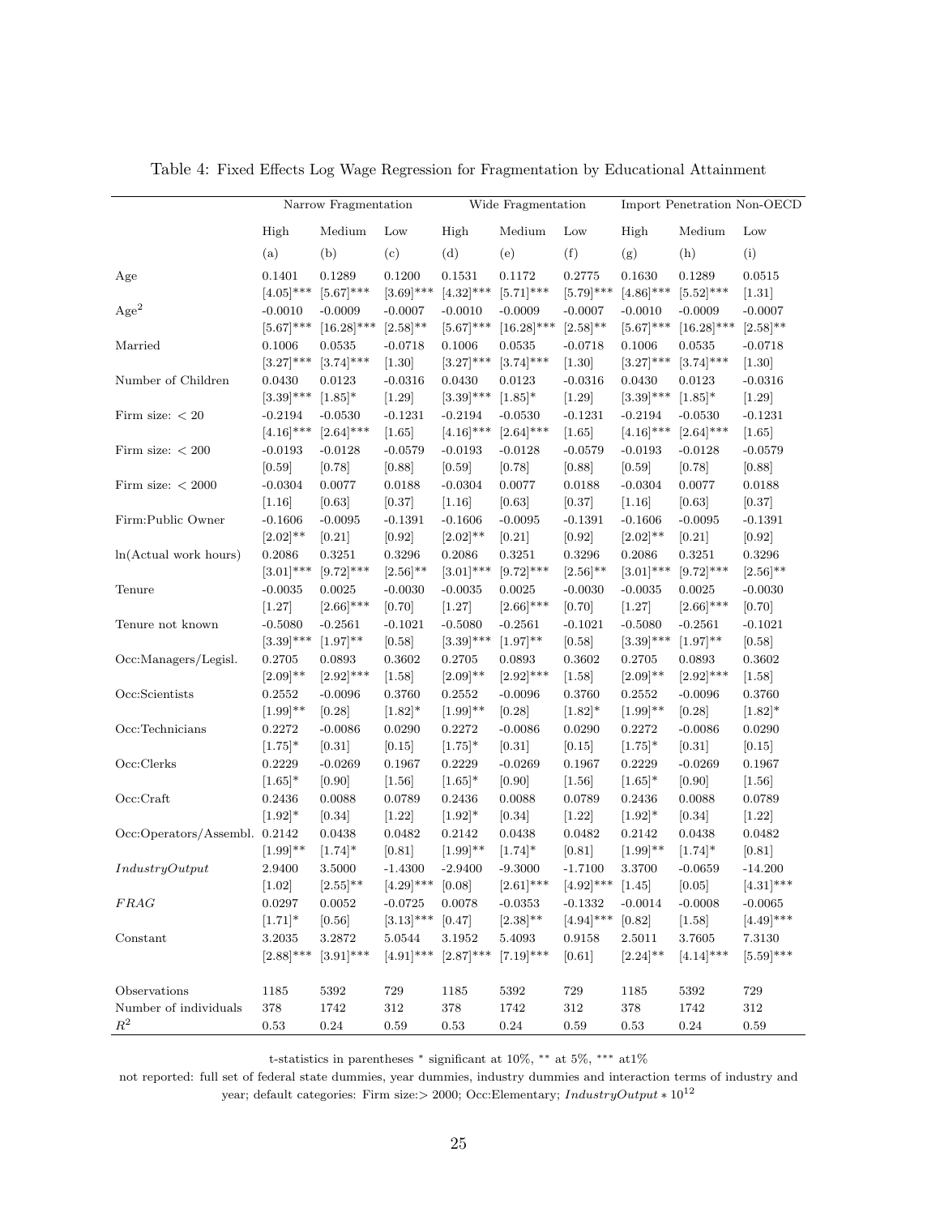Table 4: Fixed Effects Log Wage Regression for Fragmentation by Educational Attainment

| | Narrow Fragmentation | | | Wide Fragmentation | | | Import Penetration Non-OECD | | |
|---|---|---|---|---|---|---|---|---|---|
| | High | Medium | Low | High | Medium | Low | High | Medium | Low |
| | (a) | (b) | (c) | (d) | (e) | (f) | (g) | (h) | (i) |
| Age | 0.1401 | 0.1289 | 0.1200 | 0.1531 | 0.1172 | 0.2775 | 0.1630 | 0.1289 | 0.0515 |
| | [4.05]*** | [5.67]*** | [3.69]*** | [4.32]*** | [5.71]*** | [5.79]*** | [4.86]*** | [5.52]*** | [1.31] |
| $Age^2$ | -0.0010 | -0.0009 | -0.0007 | -0.0010 | -0.0009 | -0.0007 | -0.0010 | -0.0009 | -0.0007 |
| | [5.67]*** | [16.28]*** | [2.58]** | [5.67]*** | [16.28]*** | [2.58]** | [5.67]*** | [16.28]*** | [2.58]** |
| Married | 0.1006 | 0.0535 | -0.0718 | 0.1006 | 0.0535 | -0.0718 | 0.1006 | 0.0535 | -0.0718 |
| | [3.27]*** | [3.74]*** | [1.30] | [3.27]*** | [3.74]*** | [1.30] | [3.27]*** | [3.74]*** | [1.30] |
| Number of Children | 0.0430 | 0.0123 | -0.0316 | 0.0430 | 0.0123 | -0.0316 | 0.0430 | 0.0123 | -0.0316 |
| | [3.39]*** | [1.85]* | [1.29] | [3.39]*** | [1.85]* | [1.29] | [3.39]*** | [1.85]* | [1.29] |
| Firm size: < 20 | -0.2194 | -0.0530 | -0.1231 | -0.2194 | -0.0530 | -0.1231 | -0.2194 | -0.0530 | -0.1231 |
| | [4.16]*** | [2.64]*** | [1.65] | [4.16]*** | [2.64]*** | [1.65] | [4.16]*** | [2.64]*** | [1.65] |
| Firm size: < 200 | -0.0193 | -0.0128 | -0.0579 | -0.0193 | -0.0128 | -0.0579 | -0.0193 | -0.0128 | -0.0579 |
| | [0.59] | [0.78] | [0.88] | [0.59] | [0.78] | [0.88] | [0.59] | [0.78] | [0.88] |
| Firm size: < 2000 | -0.0304 | 0.0077 | 0.0188 | -0.0304 | 0.0077 | 0.0188 | -0.0304 | 0.0077 | 0.0188 |
| | [1.16] | [0.63] | [0.37] | [1.16] | [0.63] | [0.37] | [1.16] | [0.63] | [0.37] |
| Firm:Public Owner | -0.1606 | -0.0095 | -0.1391 | -0.1606 | -0.0095 | -0.1391 | -0.1606 | -0.0095 | -0.1391 |
| | [2.02]** | [0.21] | [0.92] | [2.02]** | [0.21] | [0.92] | [2.02]** | [0.21] | [0.92] |
| ln(Actual work hours) | 0.2086 | 0.3251 | 0.3296 | 0.2086 | 0.3251 | 0.3296 | 0.2086 | 0.3251 | 0.3296 |
| | [3.01]*** | [9.72]*** | [2.56]** | [3.01]*** | [9.72]*** | [2.56]** | [3.01]*** | [9.72]*** | [2.56]** |
| Tenure | -0.0035 | 0.0025 | -0.0030 | -0.0035 | 0.0025 | -0.0030 | -0.0035 | 0.0025 | -0.0030 |
| | [1.27] | [2.66]*** | [0.70] | [1.27] | [2.66]*** | [0.70] | [1.27] | [2.66]*** | [0.70] |
| Tenure not known | -0.5080 | -0.2561 | -0.1021 | -0.5080 | -0.2561 | -0.1021 | -0.5080 | -0.2561 | -0.1021 |
| | [3.39]*** | [1.97]** | [0.58] | [3.39]*** | [1.97]** | [0.58] | [3.39]*** | [1.97]** | [0.58] |
| Occ:Managers/Legisl. | 0.2705 | 0.0893 | 0.3602 | 0.2705 | 0.0893 | 0.3602 | 0.2705 | 0.0893 | 0.3602 |
| | [2.09]** | [2.92]*** | [1.58] | [2.09]** | [2.92]*** | [1.58] | [2.09]** | [2.92]*** | [1.58] |
| Occ:Scientists | 0.2552 | -0.0096 | 0.3760 | 0.2552 | -0.0096 | 0.3760 | 0.2552 | -0.0096 | 0.3760 |
| | [1.99]** | [0.28] | [1.82]* | [1.99]** | [0.28] | [1.82]* | [1.99]** | [0.28] | [1.82]* |
| Occ:Technicians | 0.2272 | -0.0086 | 0.0290 | 0.2272 | -0.0086 | 0.0290 | 0.2272 | -0.0086 | 0.0290 |
| | [1.75]* | [0.31] | [0.15] | [1.75]* | [0.31] | [0.15] | [1.75]* | [0.31] | [0.15] |
| Occ:Clerks | 0.2229 | -0.0269 | 0.1967 | 0.2229 | -0.0269 | 0.1967 | 0.2229 | -0.0269 | 0.1967 |
| | [1.65]* | [0.90] | [1.56] | [1.65]* | [0.90] | [1.56] | [1.65]* | [0.90] | [1.56] |
| Occ:Craft | 0.2436 | 0.0088 | 0.0789 | 0.2436 | 0.0088 | 0.0789 | 0.2436 | 0.0088 | 0.0789 |
| | [1.92]* | [0.34] | [1.22] | [1.92]* | [0.34] | [1.22] | [1.92]* | [0.34] | [1.22] |
| Occ:Operators/Assembl. | 0.2142 | 0.0438 | 0.0482 | 0.2142 | 0.0438 | 0.0482 | 0.2142 | 0.0438 | 0.0482 |
| | [1.99]** | [1.74]* | [0.81] | [1.99]** | [1.74]* | [0.81] | [1.99]** | [1.74]* | [0.81] |
| $IndustryOutput$ | 2.9400 | 3.5000 | -1.4300 | -2.9400 | -9.3000 | -1.7100 | 3.3700 | -0.0659 | -14.200 |
| | [1.02] | [2.55]** | [4.29]*** | [0.08] | [2.61]*** | [4.92]*** | [1.45] | [0.05] | [4.31]*** |
| $FRAG$ | 0.0297 | 0.0052 | -0.0725 | 0.0078 | -0.0353 | -0.1332 | -0.0014 | -0.0008 | -0.0065 |
| | [1.71]* | [0.56] | [3.13]*** | [0.47] | [2.38]** | [4.94]*** | [0.82] | [1.58] | [4.49]*** |
| Constant | 3.2035 | 3.2872 | 5.0544 | 3.1952 | 5.4093 | 0.9158 | 2.5011 | 3.7605 | 7.3130 |
| | [2.88]*** | [3.91]*** | [4.91]*** | [2.87]*** | [7.19]*** | [0.61] | [2.24]** | [4.14]*** | [5.59]*** |
| Observations | 1185 | 5392 | 729 | 1185 | 5392 | 729 | 1185 | 5392 | 729 |
| Number of individuals | 378 | 1742 | 312 | 378 | 1742 | 312 | 378 | 1742 | 312 |
| $R^2$ | 0.53 | 0.24 | 0.59 | 0.53 | 0.24 | 0.59 | 0.53 | 0.24 | 0.59 |

t-statistics in parentheses * significant at 10%, ** at 5%, *** at1%

not reported: full set of federal state dummies, year dummies, industry dummies and interaction terms of industry and year; default categories: Firm size:> 2000; Occ:Elementary; $IndustryOutput * 10^{12}$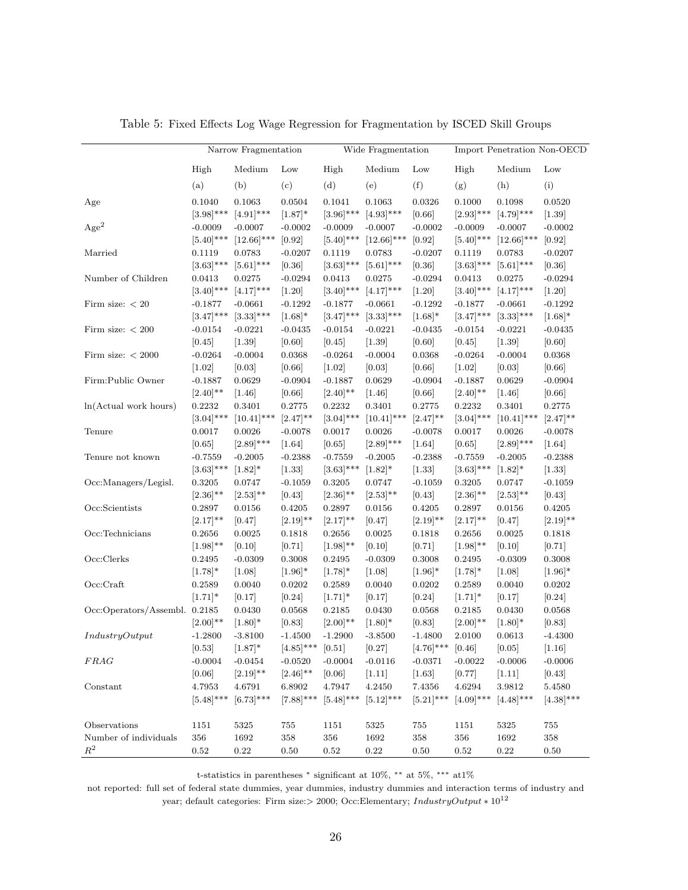Table 5: Fixed Effects Log Wage Regression for Fragmentation by ISCED Skill Groups

| | Narrow Fragmentation | | | Wide Fragmentation | | | Import Penetration Non-OECD | | |
|---|---|---|---|---|---|---|---|---|---|
| | High | Medium | Low | High | Medium | Low | High | Medium | Low |
| | (a) | (b) | (c) | (d) | (e) | (f) | (g) | (h) | (i) |
| Age | 0.1040 | 0.1063 | 0.0504 | 0.1041 | 0.1063 | 0.0326 | 0.1000 | 0.1098 | 0.0520 |
| | [3.98]*** | [4.91]*** | [1.87]* | [3.96]*** | [4.93]*** | [0.66] | [2.93]*** | [4.79]*** | [1.39] |
| $Age^2$ | -0.0009 | -0.0007 | -0.0002 | -0.0009 | -0.0007 | -0.0002 | -0.0009 | -0.0007 | -0.0002 |
| | [5.40]*** | [12.66]*** | [0.92] | [5.40]*** | [12.66]*** | [0.92] | [5.40]*** | [12.66]*** | [0.92] |
| Married | 0.1119 | 0.0783 | -0.0207 | 0.1119 | 0.0783 | -0.0207 | 0.1119 | 0.0783 | -0.0207 |
| | [3.63]*** | [5.61]*** | [0.36] | [3.63]*** | [5.61]*** | [0.36] | [3.63]*** | [5.61]*** | [0.36] |
| Number of Children | 0.0413 | 0.0275 | -0.0294 | 0.0413 | 0.0275 | -0.0294 | 0.0413 | 0.0275 | -0.0294 |
| | [3.40]*** | [4.17]*** | [1.20] | [3.40]*** | [4.17]*** | [1.20] | [3.40]*** | [4.17]*** | [1.20] |
| Firm size: < 20 | -0.1877 | -0.0661 | -0.1292 | -0.1877 | -0.0661 | -0.1292 | -0.1877 | -0.0661 | -0.1292 |
| | [3.47]*** | [3.33]*** | [1.68]* | [3.47]*** | [3.33]*** | [1.68]* | [3.47]*** | [3.33]*** | [1.68]* |
| Firm size: < 200 | -0.0154 | -0.0221 | -0.0435 | -0.0154 | -0.0221 | -0.0435 | -0.0154 | -0.0221 | -0.0435 |
| | [0.45] | [1.39] | [0.60] | [0.45] | [1.39] | [0.60] | [0.45] | [1.39] | [0.60] |
| Firm size: < 2000 | -0.0264 | -0.0004 | 0.0368 | -0.0264 | -0.0004 | 0.0368 | -0.0264 | -0.0004 | 0.0368 |
| | [1.02] | [0.03] | [0.66] | [1.02] | [0.03] | [0.66] | [1.02] | [0.03] | [0.66] |
| Firm:Public Owner | -0.1887 | 0.0629 | -0.0904 | -0.1887 | 0.0629 | -0.0904 | -0.1887 | 0.0629 | -0.0904 |
| | [2.40]** | [1.46] | [0.66] | [2.40]** | [1.46] | [0.66] | [2.40]** | [1.46] | [0.66] |
| ln(Actual work hours) | 0.2232 | 0.3401 | 0.2775 | 0.2232 | 0.3401 | 0.2775 | 0.2232 | 0.3401 | 0.2775 |
| | [3.04]*** | [10.41]*** | [2.47]** | [3.04]*** | [10.41]*** | [2.47]** | [3.04]*** | [10.41]*** | [2.47]** |
| Tenure | 0.0017 | 0.0026 | -0.0078 | 0.0017 | 0.0026 | -0.0078 | 0.0017 | 0.0026 | -0.0078 |
| | [0.65] | [2.89]*** | [1.64] | [0.65] | [2.89]*** | [1.64] | [0.65] | [2.89]*** | [1.64] |
| Tenure not known | -0.7559 | -0.2005 | -0.2388 | -0.7559 | -0.2005 | -0.2388 | -0.7559 | -0.2005 | -0.2388 |
| | [3.63]*** | [1.82]* | [1.33] | [3.63]*** | [1.82]* | [1.33] | [3.63]*** | [1.82]* | [1.33] |
| Occ:Managers/Legisl. | 0.3205 | 0.0747 | -0.1059 | 0.3205 | 0.0747 | -0.1059 | 0.3205 | 0.0747 | -0.1059 |
| | [2.36]** | [2.53]** | [0.43] | [2.36]** | [2.53]** | [0.43] | [2.36]** | [2.53]** | [0.43] |
| Occ:Scientists | 0.2897 | 0.0156 | 0.4205 | 0.2897 | 0.0156 | 0.4205 | 0.2897 | 0.0156 | 0.4205 |
| | [2.17]** | [0.47] | [2.19]** | [2.17]** | [0.47] | [2.19]** | [2.17]** | [0.47] | [2.19]** |
| Occ:Technicians | 0.2656 | 0.0025 | 0.1818 | 0.2656 | 0.0025 | 0.1818 | 0.2656 | 0.0025 | 0.1818 |
| | [1.98]** | [0.10] | [0.71] | [1.98]** | [0.10] | [0.71] | [1.98]** | [0.10] | [0.71] |
| Occ:Clerks | 0.2495 | -0.0309 | 0.3008 | 0.2495 | -0.0309 | 0.3008 | 0.2495 | -0.0309 | 0.3008 |
| | [1.78]* | [1.08] | [1.96]* | [1.78]* | [1.08] | [1.96]* | [1.78]* | [1.08] | [1.96]* |
| Occ:Craft | 0.2589 | 0.0040 | 0.0202 | 0.2589 | 0.0040 | 0.0202 | 0.2589 | 0.0040 | 0.0202 |
| | [1.71]* | [0.17] | [0.24] | [1.71]* | [0.17] | [0.24] | [1.71]* | [0.17] | [0.24] |
| Occ:Operators/Assembl. | 0.2185 | 0.0430 | 0.0568 | 0.2185 | 0.0430 | 0.0568 | 0.2185 | 0.0430 | 0.0568 |
| | [2.00]** | [1.80]* | [0.83] | [2.00]** | [1.80]* | [0.83] | [2.00]** | [1.80]* | [0.83] |
| *IndustryOutput* | -1.2800 | -3.8100 | -1.4500 | -1.2900 | -3.8500 | -1.4800 | 2.0100 | 0.0613 | -4.4300 |
| | [0.53] | [1.87]* | [4.85]*** | [0.51] | [0.27] | [4.76]*** | [0.46] | [0.05] | [1.16] |
| *FRAG* | -0.0004 | -0.0454 | -0.0520 | -0.0004 | -0.0116 | -0.0371 | -0.0022 | -0.0006 | -0.0006 |
| | [0.06] | [2.19]** | [2.46]** | [0.06] | [1.11] | [1.63] | [0.77] | [1.11] | [0.43] |
| Constant | 4.7953 | 4.6791 | 6.8902 | 4.7947 | 4.2450 | 7.4356 | 4.6294 | 3.9812 | 5.4580 |
| | [5.48]*** | [6.73]*** | [7.88]*** | [5.48]*** | [5.12]*** | [5.21]*** | [4.09]*** | [4.48]*** | [4.38]*** |
| Observations | 1151 | 5325 | 755 | 1151 | 5325 | 755 | 1151 | 5325 | 755 |
| Number of individuals | 356 | 1692 | 358 | 356 | 1692 | 358 | 356 | 1692 | 358 |
| $R^2$ | 0.52 | 0.22 | 0.50 | 0.52 | 0.22 | 0.50 | 0.52 | 0.22 | 0.50 |

t-statistics in parentheses * significant at 10%, ** at 5%, *** at1%

not reported: full set of federal state dummies, year dummies, industry dummies and interaction terms of industry and year; default categories: Firm size:> 2000; Occ:Elementary; $IndustryOutput * 10^{12}$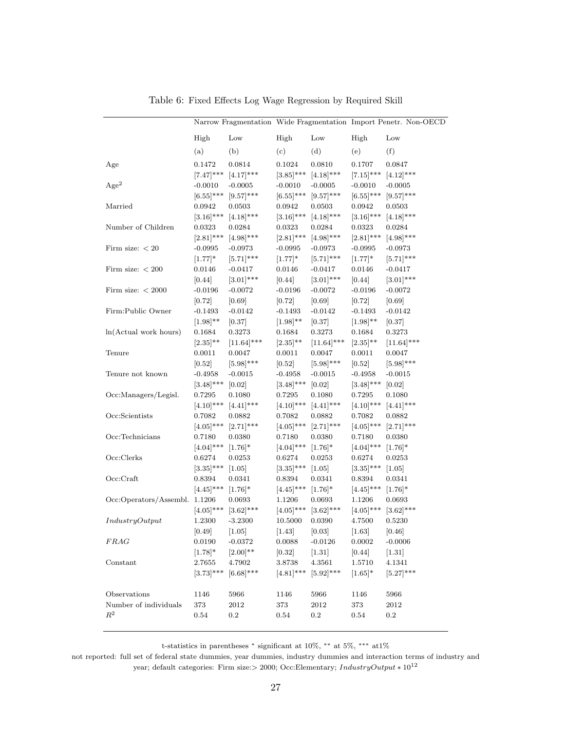Table 6: Fixed Effects Log Wage Regression by Required Skill

| | Narrow Fragmentation | | Wide Fragmentation | | Import Penetr. Non-OECD | |
|---|---|---|---|---|---|---|
| | High | Low | High | Low | High | Low |
| | (a) | (b) | (c) | (d) | (e) | (f) |
| Age | 0.1472 | 0.0814 | 0.1024 | 0.0810 | 0.1707 | 0.0847 |
| | [7.47]*** | [4.17]*** | [3.85]*** | [4.18]*** | [7.15]*** | [4.12]*** |
| $\text{Age}^2$ | -0.0010 | -0.0005 | -0.0010 | -0.0005 | -0.0010 | -0.0005 |
| | [6.55]*** | [9.57]*** | [6.55]*** | [9.57]*** | [6.55]*** | [9.57]*** |
| Married | 0.0942 | 0.0503 | 0.0942 | 0.0503 | 0.0942 | 0.0503 |
| | [3.16]*** | [4.18]*** | [3.16]*** | [4.18]*** | [3.16]*** | [4.18]*** |
| Number of Children | 0.0323 | 0.0284 | 0.0323 | 0.0284 | 0.0323 | 0.0284 |
| | [2.81]*** | [4.98]*** | [2.81]*** | [4.98]*** | [2.81]*** | [4.98]*** |
| Firm size: $< 20$ | -0.0995 | -0.0973 | -0.0995 | -0.0973 | -0.0995 | -0.0973 |
| | [1.77]* | [5.71]*** | [1.77]* | [5.71]*** | [1.77]* | [5.71]*** |
| Firm size: $< 200$ | 0.0146 | -0.0417 | 0.0146 | -0.0417 | 0.0146 | -0.0417 |
| | [0.44] | [3.01]*** | [0.44] | [3.01]*** | [0.44] | [3.01]*** |
| Firm size: $< 2000$ | -0.0196 | -0.0072 | -0.0196 | -0.0072 | -0.0196 | -0.0072 |
| | [0.72] | [0.69] | [0.72] | [0.69] | [0.72] | [0.69] |
| Firm:Public Owner | -0.1493 | -0.0142 | -0.1493 | -0.0142 | -0.1493 | -0.0142 |
| | [1.98]** | [0.37] | [1.98]** | [0.37] | [1.98]** | [0.37] |
| ln(Actual work hours) | 0.1684 | 0.3273 | 0.1684 | 0.3273 | 0.1684 | 0.3273 |
| | [2.35]** | [11.64]*** | [2.35]** | [11.64]*** | [2.35]** | [11.64]*** |
| Tenure | 0.0011 | 0.0047 | 0.0011 | 0.0047 | 0.0011 | 0.0047 |
| | [0.52] | [5.98]*** | [0.52] | [5.98]*** | [0.52] | [5.98]*** |
| Tenure not known | -0.4958 | -0.0015 | -0.4958 | -0.0015 | -0.4958 | -0.0015 |
| | [3.48]*** | [0.02] | [3.48]*** | [0.02] | [3.48]*** | [0.02] |
| Occ:Managers/Legisl. | 0.7295 | 0.1080 | 0.7295 | 0.1080 | 0.7295 | 0.1080 |
| | [4.10]*** | [4.41]*** | [4.10]*** | [4.41]*** | [4.10]*** | [4.41]*** |
| Occ:Scientists | 0.7082 | 0.0882 | 0.7082 | 0.0882 | 0.7082 | 0.0882 |
| | [4.05]*** | [2.71]*** | [4.05]*** | [2.71]*** | [4.05]*** | [2.71]*** |
| Occ:Technicians | 0.7180 | 0.0380 | 0.7180 | 0.0380 | 0.7180 | 0.0380 |
| | [4.04]*** | [1.76]* | [4.04]*** | [1.76]* | [4.04]*** | [1.76]* |
| Occ:Clerks | 0.6274 | 0.0253 | 0.6274 | 0.0253 | 0.6274 | 0.0253 |
| | [3.35]*** | [1.05] | [3.35]*** | [1.05] | [3.35]*** | [1.05] |
| Occ:Craft | 0.8394 | 0.0341 | 0.8394 | 0.0341 | 0.8394 | 0.0341 |
| | [4.45]*** | [1.76]* | [4.45]*** | [1.76]* | [4.45]*** | [1.76]* |
| Occ:Operators/Assembl. | 1.1206 | 0.0693 | 1.1206 | 0.0693 | 1.1206 | 0.0693 |
| | [4.05]*** | [3.62]*** | [4.05]*** | [3.62]*** | [4.05]*** | [3.62]*** |
| $IndustryOutput$ | 1.2300 | -3.2300 | 10.5000 | 0.0390 | 4.7500 | 0.5230 |
| | [0.49] | [1.05] | [1.43] | [0.03] | [1.63] | [0.46] |
| $FRAG$ | 0.0190 | -0.0372 | 0.0088 | -0.0126 | 0.0002 | -0.0006 |
| | [1.78]* | [2.00]** | [0.32] | [1.31] | [0.44] | [1.31] |
| Constant | 2.7655 | 4.7902 | 3.8738 | 4.3561 | 1.5710 | 4.1341 |
| | [3.73]*** | [6.68]*** | [4.81]*** | [5.92]*** | [1.65]* | [5.27]*** |
| Observations | 1146 | 5966 | 1146 | 5966 | 1146 | 5966 |
| Number of individuals | 373 | 2012 | 373 | 2012 | 373 | 2012 |
| $R^2$ | 0.54 | 0.2 | 0.54 | 0.2 | 0.54 | 0.2 |

t-statistics in parentheses * significant at 10%, ** at 5%, *** at1%

not reported: full set of federal state dummies, year dummies, industry dummies and interaction terms of industry and year; default categories: Firm size:> 2000; Occ:Elementary; $IndustryOutput * 10^{12}$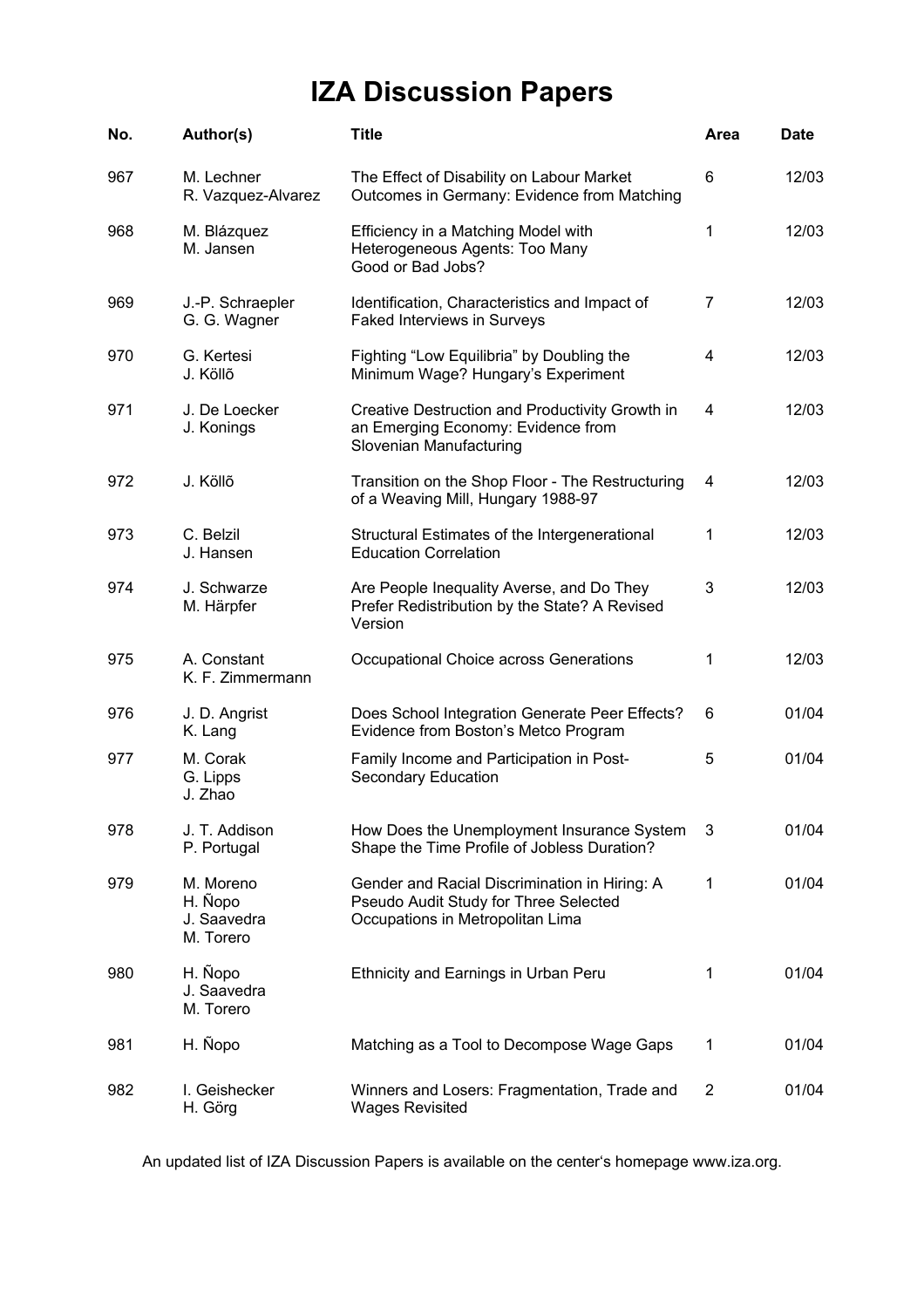# IZA Discussion Papers

| No. | Author(s) | Title | Area | Date |
|---|---|---|---|---|
| 967 | M. Lechner<br>R. Vazquez-Alvarez | The Effect of Disability on Labour Market Outcomes in Germany: Evidence from Matching | 6 | 12/03 |
| 968 | M. Blázquez<br>M. Jansen | Efficiency in a Matching Model with Heterogeneous Agents: Too Many Good or Bad Jobs? | 1 | 12/03 |
| 969 | J.-P. Schraepler<br>G. G. Wagner | Identification, Characteristics and Impact of Faked Interviews in Surveys | 7 | 12/03 |
| 970 | G. Kertesi<br>J. Köllő | Fighting "Low Equilibria" by Doubling the Minimum Wage? Hungary's Experiment | 4 | 12/03 |
| 971 | J. De Loecker<br>J. Konings | Creative Destruction and Productivity Growth in an Emerging Economy: Evidence from Slovenian Manufacturing | 4 | 12/03 |
| 972 | J. Köllő | Transition on the Shop Floor - The Restructuring of a Weaving Mill, Hungary 1988-97 | 4 | 12/03 |
| 973 | C. Belzil<br>J. Hansen | Structural Estimates of the Intergenerational Education Correlation | 1 | 12/03 |
| 974 | J. Schwarze<br>M. Härpfer | Are People Inequality Averse, and Do They Prefer Redistribution by the State? A Revised Version | 3 | 12/03 |
| 975 | A. Constant<br>K. F. Zimmermann | Occupational Choice across Generations | 1 | 12/03 |
| 976 | J. D. Angrist<br>K. Lang | Does School Integration Generate Peer Effects? Evidence from Boston's Metco Program | 6 | 01/04 |
| 977 | M. Corak<br>G. Lipps<br>J. Zhao | Family Income and Participation in Post-Secondary Education | 5 | 01/04 |
| 978 | J. T. Addison<br>P. Portugal | How Does the Unemployment Insurance System Shape the Time Profile of Jobless Duration? | 3 | 01/04 |
| 979 | M. Moreno<br>H. Ñopo<br>J. Saavedra<br>M. Torero | Gender and Racial Discrimination in Hiring: A Pseudo Audit Study for Three Selected Occupations in Metropolitan Lima | 1 | 01/04 |
| 980 | H. Ñopo<br>J. Saavedra<br>M. Torero | Ethnicity and Earnings in Urban Peru | 1 | 01/04 |
| 981 | H. Ñopo | Matching as a Tool to Decompose Wage Gaps | 1 | 01/04 |
| 982 | I. Geishecker<br>H. Görg | Winners and Losers: Fragmentation, Trade and Wages Revisited | 2 | 01/04 |

An updated list of IZA Discussion Papers is available on the center's homepage www.iza.org.